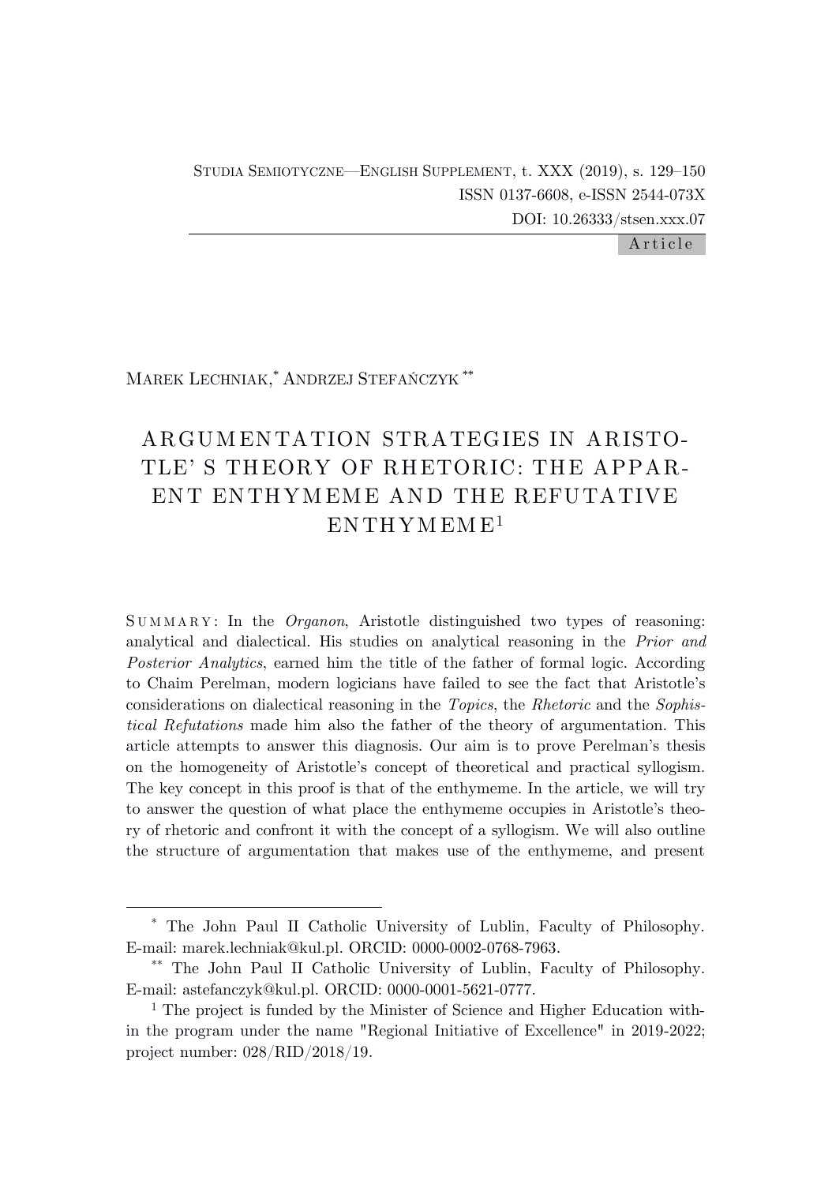Studia Semiotyczne—English Supplement, t. XXX (2019), s. 129–150
ISSN 0137-6608, e-ISSN 2544-073X
DOI: 10.26333/stsen.xxx.07

Article

Marek Lechniak,[*] Andrzej Stefańczyk[**]

# ARGUMENTATION STRATEGIES IN ARISTOTLE' S THEORY OF RHETORIC: THE APPARENT ENTHYMEME AND THE REFUTATIVE ENTHYMEME[1]

SUMMARY: In the *Organon*, Aristotle distinguished two types of reasoning: analytical and dialectical. His studies on analytical reasoning in the *Prior and Posterior Analytics*, earned him the title of the father of formal logic. According to Chaim Perelman, modern logicians have failed to see the fact that Aristotle's considerations on dialectical reasoning in the *Topics*, the *Rhetoric* and the *Sophistical Refutations* made him also the father of the theory of argumentation. This article attempts to answer this diagnosis. Our aim is to prove Perelman's thesis on the homogeneity of Aristotle's concept of theoretical and practical syllogism. The key concept in this proof is that of the enthymeme. In the article, we will try to answer the question of what place the enthymeme occupies in Aristotle's theory of rhetoric and confront it with the concept of a syllogism. We will also outline the structure of argumentation that makes use of the enthymeme, and present

---

[*] The John Paul II Catholic University of Lublin, Faculty of Philosophy. E-mail: marek.lechniak@kul.pl. ORCID: 0000-0002-0768-7963.

[**] The John Paul II Catholic University of Lublin, Faculty of Philosophy. E-mail: astefanczyk@kul.pl. ORCID: 0000-0001-5621-0777.

[1] The project is funded by the Minister of Science and Higher Education within the program under the name "Regional Initiative of Excellence" in 2019-2022; project number: 028/RID/2018/19.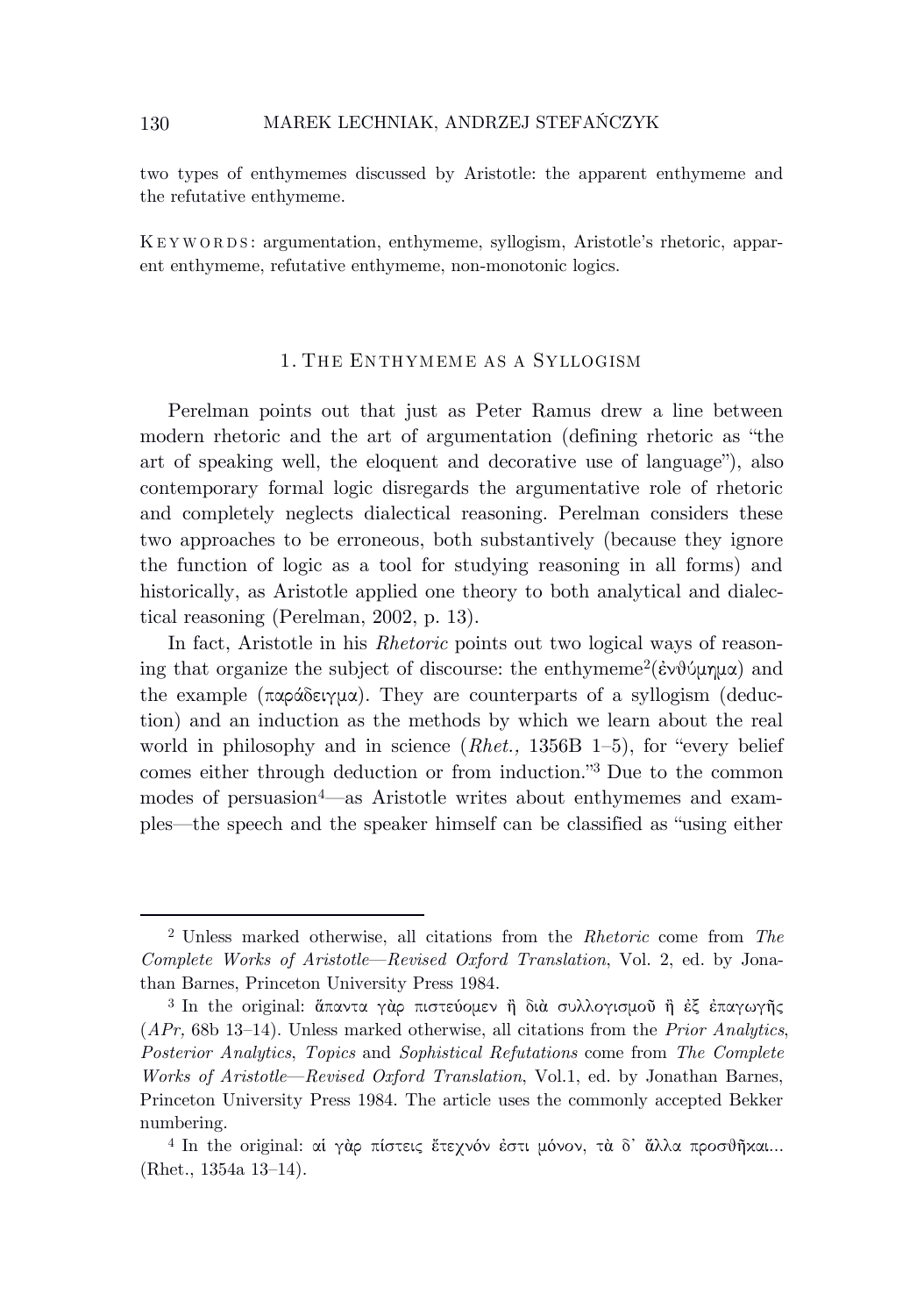two types of enthymemes discussed by Aristotle: the apparent enthymeme and the refutative enthymeme.

KEYWORDS: argumentation, enthymeme, syllogism, Aristotle's rhetoric, apparent enthymeme, refutative enthymeme, non-monotonic logics.

## 1. THE ENTHYMEME AS A SYLLOGISM

Perelman points out that just as Peter Ramus drew a line between modern rhetoric and the art of argumentation (defining rhetoric as "the art of speaking well, the eloquent and decorative use of language"), also contemporary formal logic disregards the argumentative role of rhetoric and completely neglects dialectical reasoning. Perelman considers these two approaches to be erroneous, both substantively (because they ignore the function of logic as a tool for studying reasoning in all forms) and historically, as Aristotle applied one theory to both analytical and dialectical reasoning (Perelman, 2002, p. 13).

In fact, Aristotle in his *Rhetoric* points out two logical ways of reasoning that organize the subject of discourse: the enthymeme[2](ἐνθύμημα) and the example (παράδειγμα). They are counterparts of a syllogism (deduction) and an induction as the methods by which we learn about the real world in philosophy and in science (*Rhet.,* 1356B 1–5), for "every belief comes either through deduction or from induction."[3] Due to the common modes of persuasion[4]—as Aristotle writes about enthymemes and examples—the speech and the speaker himself can be classified as "using either

---

[2] Unless marked otherwise, all citations from the *Rhetoric* come from *The Complete Works of Aristotle—Revised Oxford Translation*, Vol. 2, ed. by Jonathan Barnes, Princeton University Press 1984.

[3] In the original: ἅπαντα γὰρ πιστεύομεν ἢ διὰ συλλογισμοῦ ἢ ἐξ ἐπαγωγῆς (*APr,* 68b 13–14). Unless marked otherwise, all citations from the *Prior Analytics*, *Posterior Analytics*, *Topics* and *Sophistical Refutations* come from *The Complete Works of Aristotle—Revised Oxford Translation*, Vol.1, ed. by Jonathan Barnes, Princeton University Press 1984. The article uses the commonly accepted Bekker numbering.

[4] In the original: αἱ γὰρ πίστεις ἔτεχνόν ἐστι μόνον, τὰ δ' ἄλλα προσθῆκαι... (Rhet., 1354a 13–14).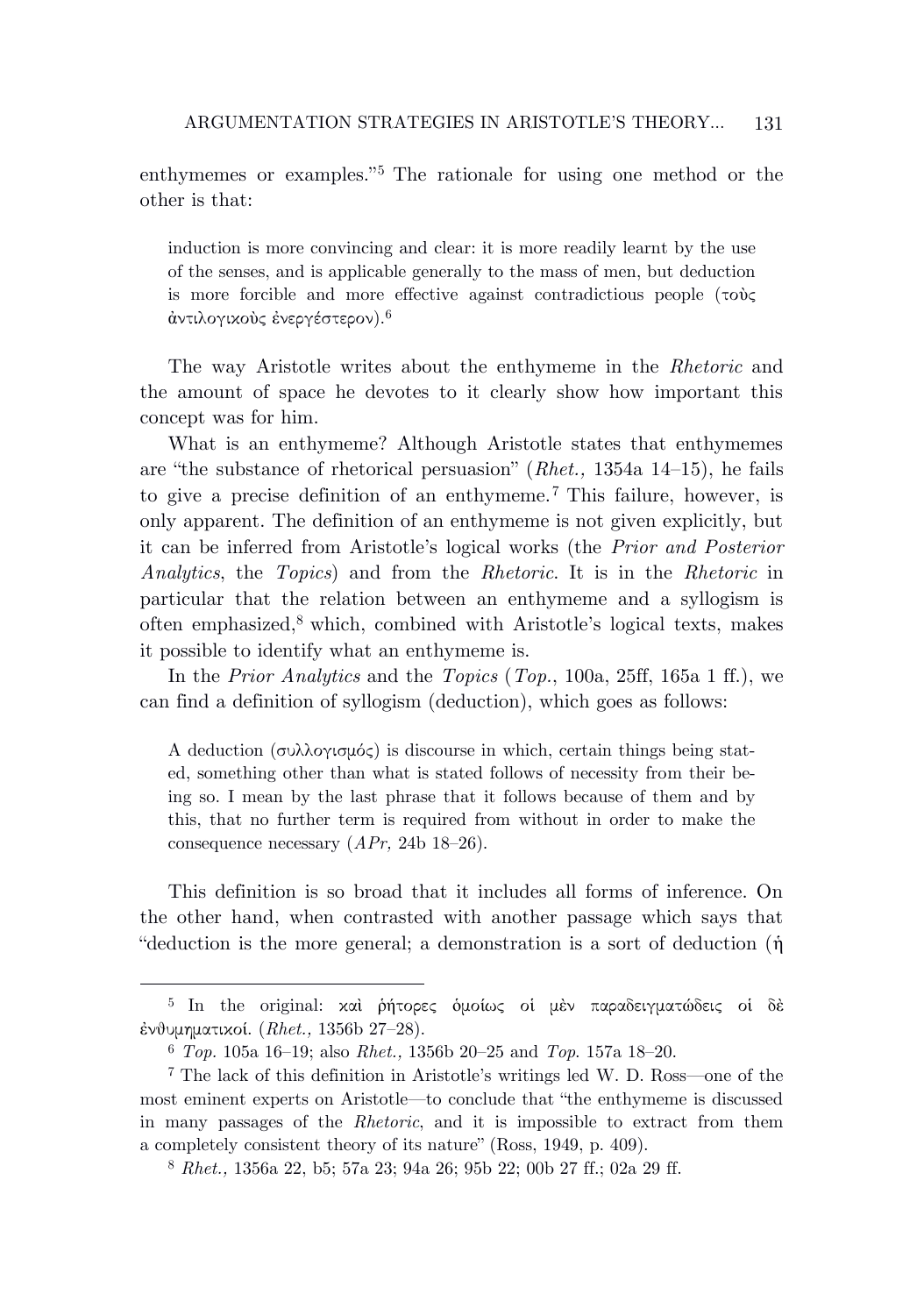enthymemes or examples."[5] The rationale for using one method or the other is that:

> induction is more convincing and clear: it is more readily learnt by the use of the senses, and is applicable generally to the mass of men, but deduction is more forcible and more effective against contradictious people (τοὺς ἀντιλογικοὺς ἐνεργέστερον).[6]

The way Aristotle writes about the enthymeme in the *Rhetoric* and the amount of space he devotes to it clearly show how important this concept was for him.

What is an enthymeme? Although Aristotle states that enthymemes are "the substance of rhetorical persuasion" (*Rhet.,* 1354a 14–15), he fails to give a precise definition of an enthymeme.[7] This failure, however, is only apparent. The definition of an enthymeme is not given explicitly, but it can be inferred from Aristotle's logical works (the *Prior and Posterior Analytics*, the *Topics*) and from the *Rhetoric*. It is in the *Rhetoric* in particular that the relation between an enthymeme and a syllogism is often emphasized,[8] which, combined with Aristotle's logical texts, makes it possible to identify what an enthymeme is.

In the *Prior Analytics* and the *Topics* (*Top.*, 100a, 25ff, 165a 1 ff.), we can find a definition of syllogism (deduction), which goes as follows:

> A deduction (συλλογισμός) is discourse in which, certain things being stated, something other than what is stated follows of necessity from their being so. I mean by the last phrase that it follows because of them and by this, that no further term is required from without in order to make the consequence necessary (*APr,* 24b 18–26).

This definition is so broad that it includes all forms of inference. On the other hand, when contrasted with another passage which says that "deduction is the more general; a demonstration is a sort of deduction (ἡ

---

[5] In the original: καὶ ῥήτορες ὁμοίως οἱ μὲν παραδειγματώδεις οἱ δὲ ἐνθυμηματικοί. (*Rhet.,* 1356b 27–28).

[6] *Top.* 105a 16–19; also *Rhet.,* 1356b 20–25 and *Top.* 157a 18–20.

[7] The lack of this definition in Aristotle's writings led W. D. Ross—one of the most eminent experts on Aristotle—to conclude that "the enthymeme is discussed in many passages of the *Rhetoric*, and it is impossible to extract from them a completely consistent theory of its nature" (Ross, 1949, p. 409).

[8] *Rhet.,* 1356a 22, b5; 57a 23; 94a 26; 95b 22; 00b 27 ff.; 02a 29 ff.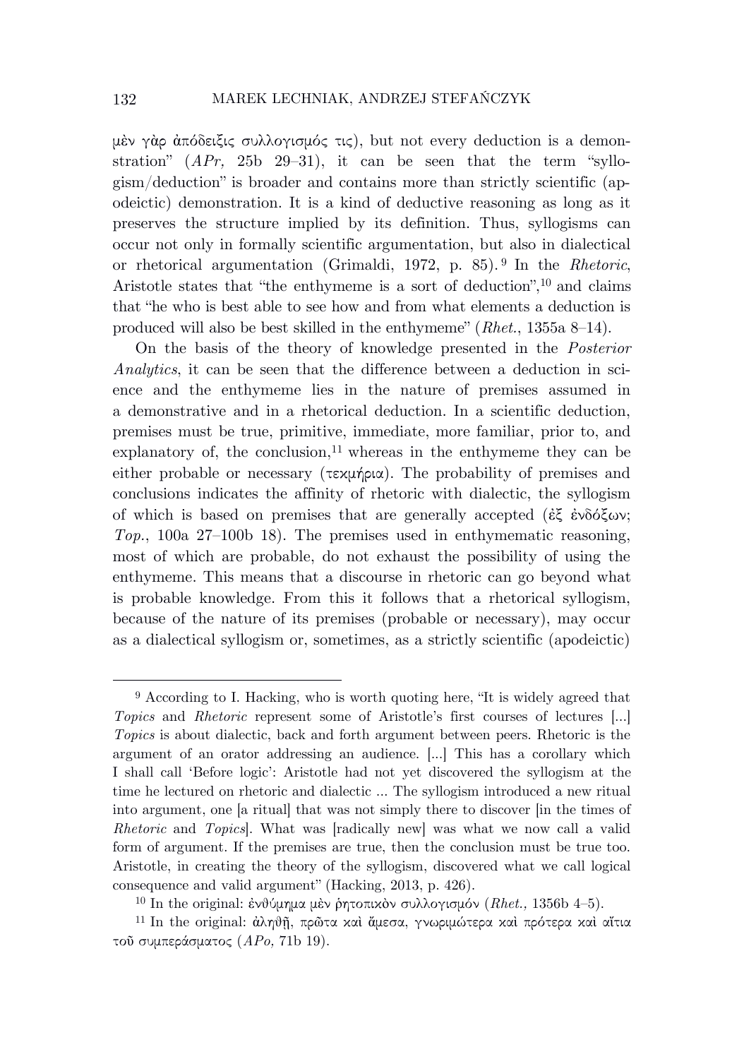μὲν γὰρ ἀπόδειξις συλλογισμός τις), but not every deduction is a demonstration" (*APr,* 25b 29–31), it can be seen that the term "syllogism/deduction" is broader and contains more than strictly scientific (apodeictic) demonstration. It is a kind of deductive reasoning as long as it preserves the structure implied by its definition. Thus, syllogisms can occur not only in formally scientific argumentation, but also in dialectical or rhetorical argumentation (Grimaldi, 1972, p. 85).[9] In the *Rhetoric*, Aristotle states that "the enthymeme is a sort of deduction",[10] and claims that "he who is best able to see how and from what elements a deduction is produced will also be best skilled in the enthymeme" (*Rhet.*, 1355a 8–14).

On the basis of the theory of knowledge presented in the *Posterior Analytics*, it can be seen that the difference between a deduction in science and the enthymeme lies in the nature of premises assumed in a demonstrative and in a rhetorical deduction. In a scientific deduction, premises must be true, primitive, immediate, more familiar, prior to, and explanatory of, the conclusion,[11] whereas in the enthymeme they can be either probable or necessary (τεκμήρια). The probability of premises and conclusions indicates the affinity of rhetoric with dialectic, the syllogism of which is based on premises that are generally accepted (ἐξ ἐνδόξων; *Top.*, 100a 27–100b 18). The premises used in enthymematic reasoning, most of which are probable, do not exhaust the possibility of using the enthymeme. This means that a discourse in rhetoric can go beyond what is probable knowledge. From this it follows that a rhetorical syllogism, because of the nature of its premises (probable or necessary), may occur as a dialectical syllogism or, sometimes, as a strictly scientific (apodeictic)

---

[9] According to I. Hacking, who is worth quoting here, "It is widely agreed that *Topics* and *Rhetoric* represent some of Aristotle's first courses of lectures [...] *Topics* is about dialectic, back and forth argument between peers. Rhetoric is the argument of an orator addressing an audience. [...] This has a corollary which I shall call 'Before logic': Aristotle had not yet discovered the syllogism at the time he lectured on rhetoric and dialectic ... The syllogism introduced a new ritual into argument, one [a ritual] that was not simply there to discover [in the times of *Rhetoric* and *Topics*]. What was [radically new] was what we now call a valid form of argument. If the premises are true, then the conclusion must be true too. Aristotle, in creating the theory of the syllogism, discovered what we call logical consequence and valid argument" (Hacking, 2013, p. 426).

[10] In the original: ἐνθύμημα μὲν ῥητοπικὸν συλλογισμόν (*Rhet.,* 1356b 4–5).

[11] In the original: ἀληθῆ, πρῶτα καὶ ἄμεσα, γνωριμώτερα καὶ πρότερα καὶ αἴτια τοῦ συμπεράσματος (*APo,* 71b 19).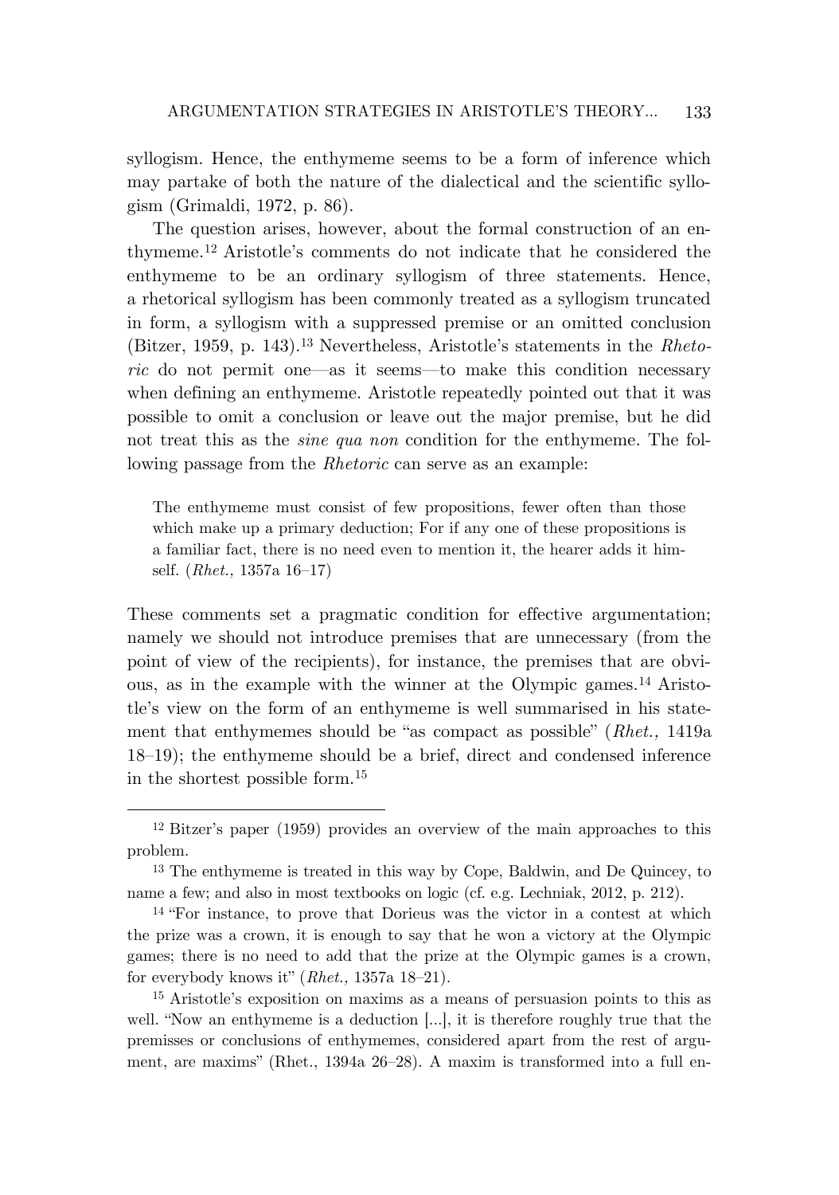syllogism. Hence, the enthymeme seems to be a form of inference which may partake of both the nature of the dialectical and the scientific syllogism (Grimaldi, 1972, p. 86).

The question arises, however, about the formal construction of an enthymeme.[12] Aristotle's comments do not indicate that he considered the enthymeme to be an ordinary syllogism of three statements. Hence, a rhetorical syllogism has been commonly treated as a syllogism truncated in form, a syllogism with a suppressed premise or an omitted conclusion (Bitzer, 1959, p. 143).[13] Nevertheless, Aristotle's statements in the *Rhetoric* do not permit one—as it seems—to make this condition necessary when defining an enthymeme. Aristotle repeatedly pointed out that it was possible to omit a conclusion or leave out the major premise, but he did not treat this as the *sine qua non* condition for the enthymeme. The following passage from the *Rhetoric* can serve as an example:

> The enthymeme must consist of few propositions, fewer often than those which make up a primary deduction; For if any one of these propositions is a familiar fact, there is no need even to mention it, the hearer adds it himself. (*Rhet.,* 1357a 16–17)

These comments set a pragmatic condition for effective argumentation; namely we should not introduce premises that are unnecessary (from the point of view of the recipients), for instance, the premises that are obvious, as in the example with the winner at the Olympic games.[14] Aristotle's view on the form of an enthymeme is well summarised in his statement that enthymemes should be "as compact as possible" (*Rhet.,* 1419a 18–19); the enthymeme should be a brief, direct and condensed inference in the shortest possible form.[15]

---

[12] Bitzer's paper (1959) provides an overview of the main approaches to this problem.

[13] The enthymeme is treated in this way by Cope, Baldwin, and De Quincey, to name a few; and also in most textbooks on logic (cf. e.g. Lechniak, 2012, p. 212).

[14] "For instance, to prove that Dorieus was the victor in a contest at which the prize was a crown, it is enough to say that he won a victory at the Olympic games; there is no need to add that the prize at the Olympic games is a crown, for everybody knows it" (*Rhet.,* 1357a 18–21).

[15] Aristotle's exposition on maxims as a means of persuasion points to this as well. "Now an enthymeme is a deduction [...], it is therefore roughly true that the premisses or conclusions of enthymemes, considered apart from the rest of argument, are maxims" (Rhet., 1394a 26–28). A maxim is transformed into a full en-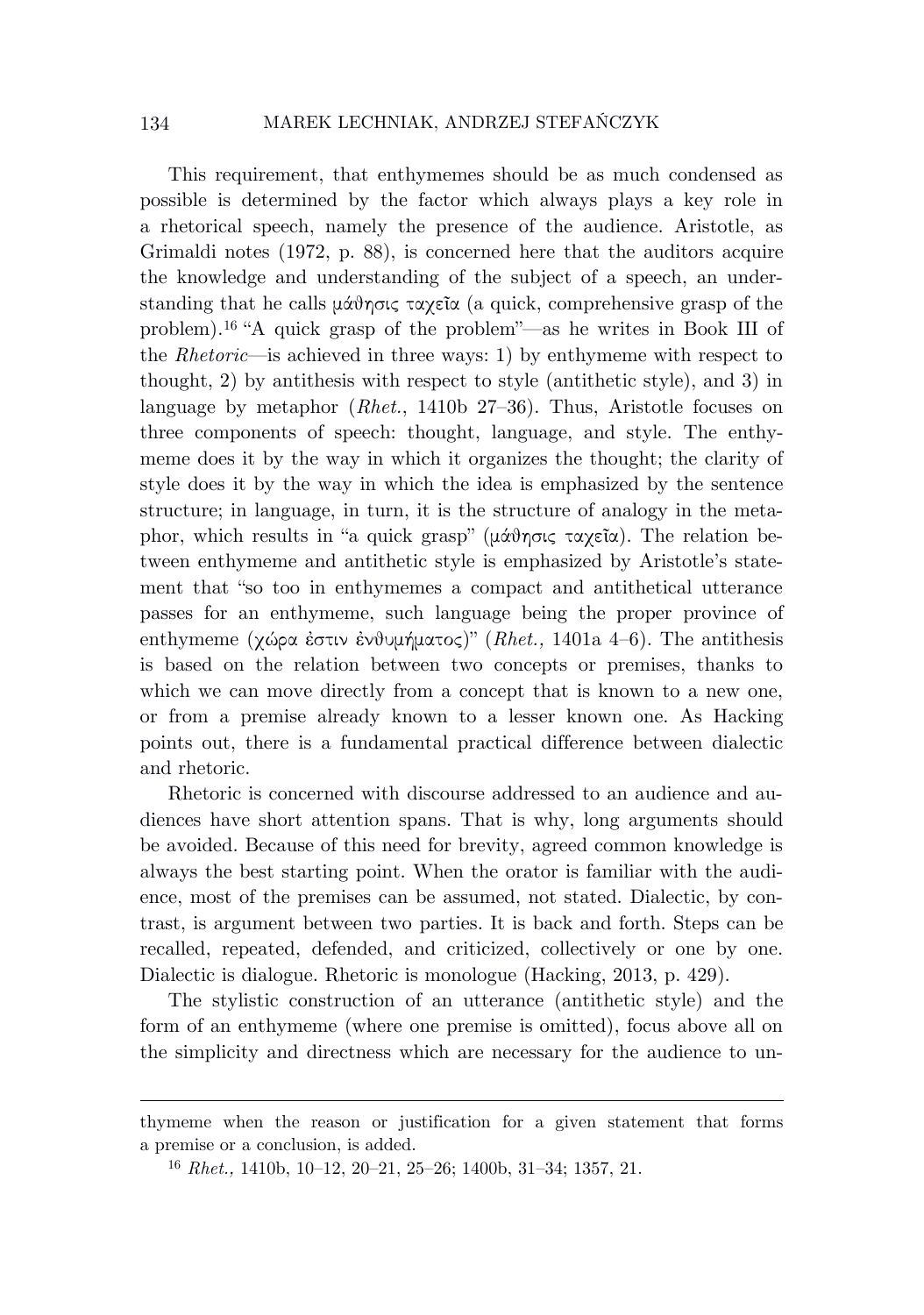This requirement, that enthymemes should be as much condensed as possible is determined by the factor which always plays a key role in a rhetorical speech, namely the presence of the audience. Aristotle, as Grimaldi notes (1972, p. 88), is concerned here that the auditors acquire the knowledge and understanding of the subject of a speech, an understanding that he calls μάθησις ταχεῖα (a quick, comprehensive grasp of the problem).[16] "A quick grasp of the problem"—as he writes in Book III of the *Rhetoric*—is achieved in three ways: 1) by enthymeme with respect to thought, 2) by antithesis with respect to style (antithetic style), and 3) in language by metaphor (*Rhet.*, 1410b 27–36). Thus, Aristotle focuses on three components of speech: thought, language, and style. The enthymeme does it by the way in which it organizes the thought; the clarity of style does it by the way in which the idea is emphasized by the sentence structure; in language, in turn, it is the structure of analogy in the metaphor, which results in "a quick grasp" (μάθησις ταχεῖα). The relation between enthymeme and antithetic style is emphasized by Aristotle's statement that "so too in enthymemes a compact and antithetical utterance passes for an enthymeme, such language being the proper province of enthymeme (χώρα ἐστιν ἐνθυμήματος)" (*Rhet.,* 1401a 4–6). The antithesis is based on the relation between two concepts or premises, thanks to which we can move directly from a concept that is known to a new one, or from a premise already known to a lesser known one. As Hacking points out, there is a fundamental practical difference between dialectic and rhetoric.

Rhetoric is concerned with discourse addressed to an audience and audiences have short attention spans. That is why, long arguments should be avoided. Because of this need for brevity, agreed common knowledge is always the best starting point. When the orator is familiar with the audience, most of the premises can be assumed, not stated. Dialectic, by contrast, is argument between two parties. It is back and forth. Steps can be recalled, repeated, defended, and criticized, collectively or one by one. Dialectic is dialogue. Rhetoric is monologue (Hacking, 2013, p. 429).

The stylistic construction of an utterance (antithetic style) and the form of an enthymeme (where one premise is omitted), focus above all on the simplicity and directness which are necessary for the audience to un-

---

thymeme when the reason or justification for a given statement that forms a premise or a conclusion, is added.

[16] *Rhet.,* 1410b, 10–12, 20–21, 25–26; 1400b, 31–34; 1357, 21.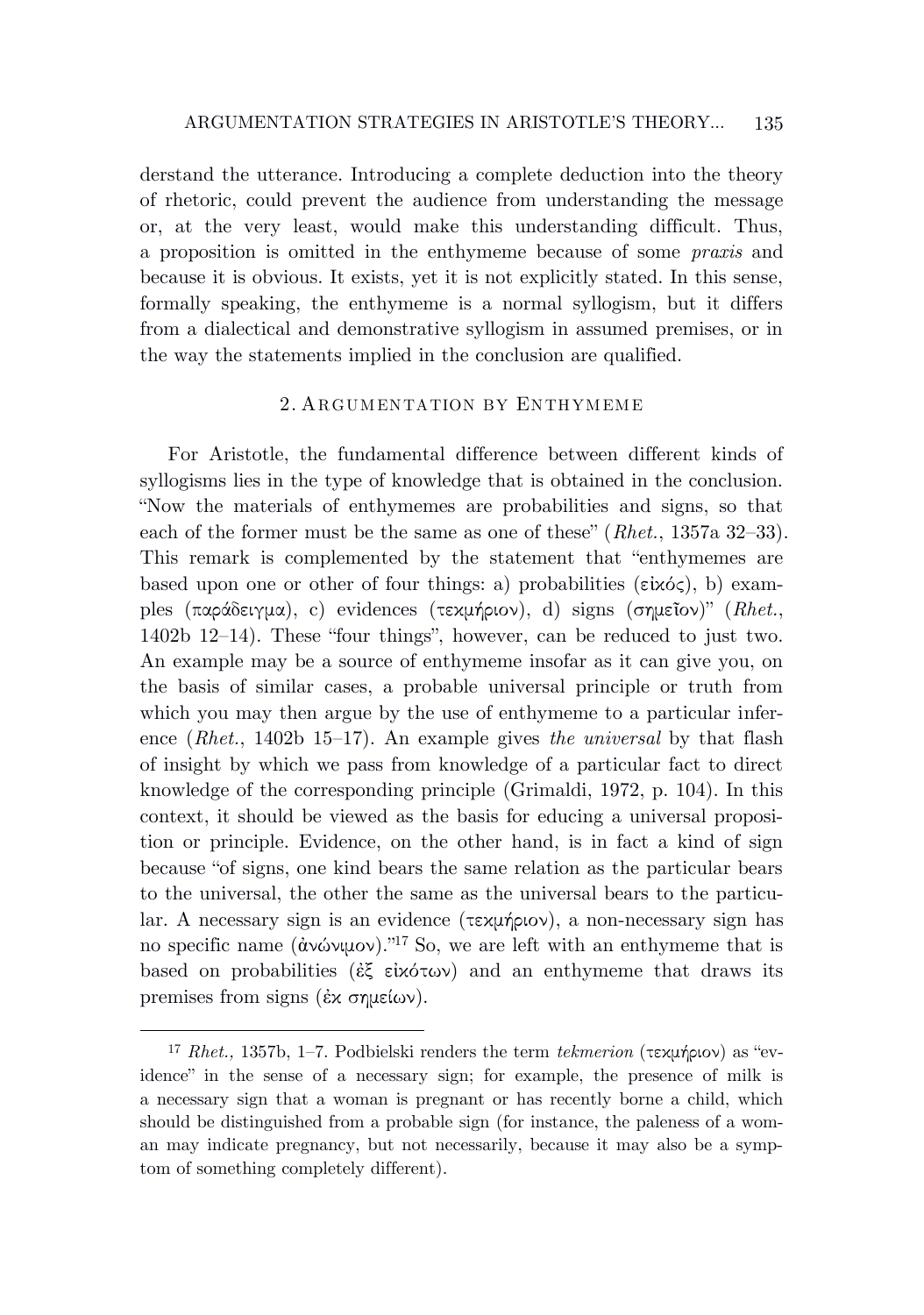derstand the utterance. Introducing a complete deduction into the theory of rhetoric, could prevent the audience from understanding the message or, at the very least, would make this understanding difficult. Thus, a proposition is omitted in the enthymeme because of some *praxis* and because it is obvious. It exists, yet it is not explicitly stated. In this sense, formally speaking, the enthymeme is a normal syllogism, but it differs from a dialectical and demonstrative syllogism in assumed premises, or in the way the statements implied in the conclusion are qualified.

## 2. Argumentation by Enthymeme

For Aristotle, the fundamental difference between different kinds of syllogisms lies in the type of knowledge that is obtained in the conclusion. "Now the materials of enthymemes are probabilities and signs, so that each of the former must be the same as one of these" (*Rhet.*, 1357a 32–33). This remark is complemented by the statement that "enthymemes are based upon one or other of four things: a) probabilities (εἰκός), b) examples (παράδειγμα), c) evidences (τεκμήριον), d) signs (σημεῖον)" (*Rhet.*, 1402b 12–14). These "four things", however, can be reduced to just two. An example may be a source of enthymeme insofar as it can give you, on the basis of similar cases, a probable universal principle or truth from which you may then argue by the use of enthymeme to a particular inference (*Rhet.*, 1402b 15–17). An example gives *the universal* by that flash of insight by which we pass from knowledge of a particular fact to direct knowledge of the corresponding principle (Grimaldi, 1972, p. 104). In this context, it should be viewed as the basis for educing a universal proposition or principle. Evidence, on the other hand, is in fact a kind of sign because "of signs, one kind bears the same relation as the particular bears to the universal, the other the same as the universal bears to the particular. A necessary sign is an evidence (τεκμήριον), a non-necessary sign has no specific name (ἀνώνυμον)."[17] So, we are left with an enthymeme that is based on probabilities (ἐξ εἰκότων) and an enthymeme that draws its premises from signs (ἐκ σημείων).

[17] *Rhet.,* 1357b, 1–7. Podbielski renders the term *tekmerion* (τεκμήριον) as "evidence" in the sense of a necessary sign; for example, the presence of milk is a necessary sign that a woman is pregnant or has recently borne a child, which should be distinguished from a probable sign (for instance, the paleness of a woman may indicate pregnancy, but not necessarily, because it may also be a symptom of something completely different).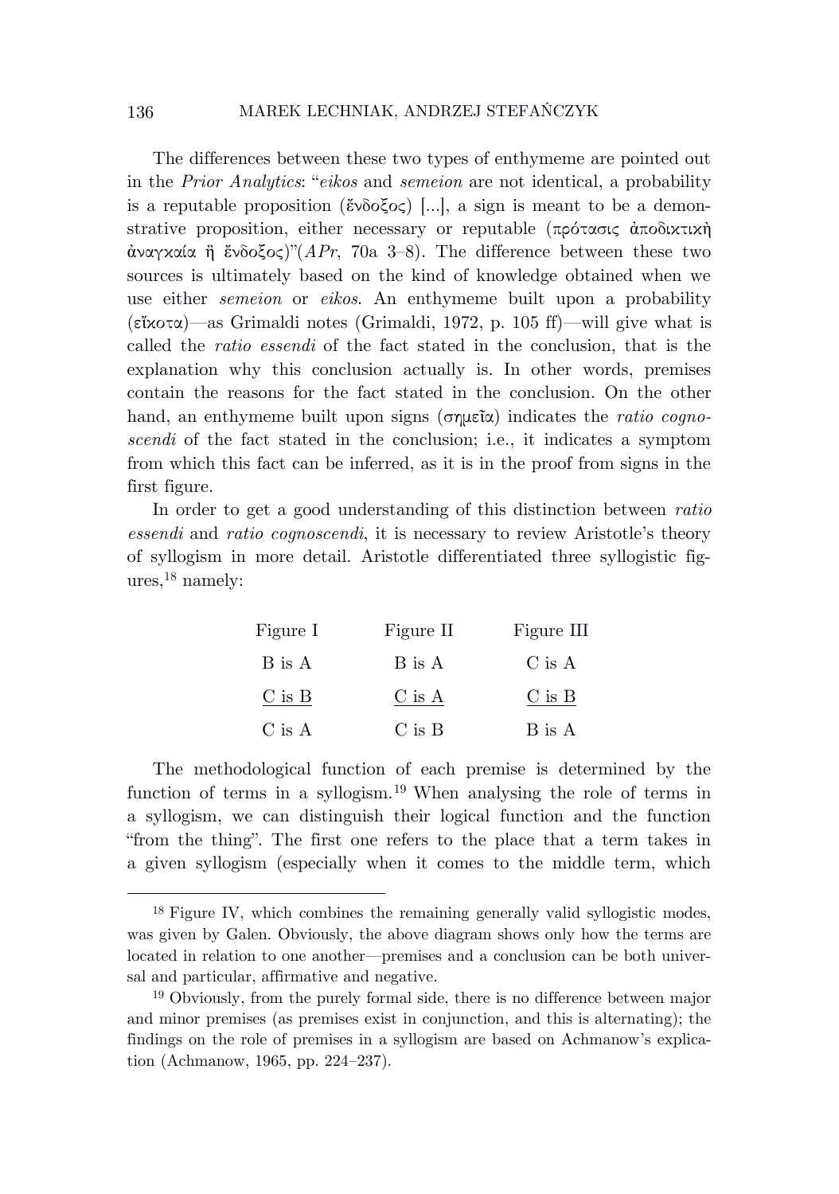The differences between these two types of enthymeme are pointed out in the *Prior Analytics*: "*eikos* and *semeion* are not identical, a probability is a reputable proposition (ἔνδοξος) [...], a sign is meant to be a demonstrative proposition, either necessary or reputable (πρότασις ἀποδικτικὴ ἀναγκαία ἢ ἔνδοξος)"(*APr*, 70a 3–8). The difference between these two sources is ultimately based on the kind of knowledge obtained when we use either *semeion* or *eikos*. An enthymeme built upon a probability (εἴκοτα)—as Grimaldi notes (Grimaldi, 1972, p. 105 ff)—will give what is called the *ratio essendi* of the fact stated in the conclusion, that is the explanation why this conclusion actually is. In other words, premises contain the reasons for the fact stated in the conclusion. On the other hand, an enthymeme built upon signs (σημεῖα) indicates the *ratio cognoscendi* of the fact stated in the conclusion; i.e., it indicates a symptom from which this fact can be inferred, as it is in the proof from signs in the first figure.

In order to get a good understanding of this distinction between *ratio essendi* and *ratio cognoscendi*, it is necessary to review Aristotle's theory of syllogism in more detail. Aristotle differentiated three syllogistic figures,[18] namely:

| Figure I | Figure II | Figure III |
|---|---|---|
| B is A | B is A | C is A |
| C is B | C is A | C is B |
| C is A | C is B | B is A |

The methodological function of each premise is determined by the function of terms in a syllogism.[19] When analysing the role of terms in a syllogism, we can distinguish their logical function and the function "from the thing". The first one refers to the place that a term takes in a given syllogism (especially when it comes to the middle term, which

[18] Figure IV, which combines the remaining generally valid syllogistic modes, was given by Galen. Obviously, the above diagram shows only how the terms are located in relation to one another—premises and a conclusion can be both universal and particular, affirmative and negative.

[19] Obviously, from the purely formal side, there is no difference between major and minor premises (as premises exist in conjunction, and this is alternating); the findings on the role of premises in a syllogism are based on Achmanow's explication (Achmanow, 1965, pp. 224–237).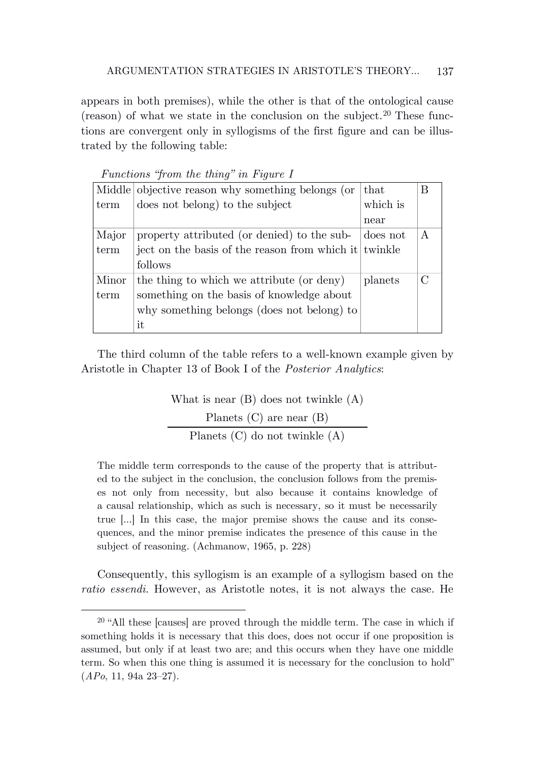appears in both premises), while the other is that of the ontological cause (reason) of what we state in the conclusion on the subject.[20] These functions are convergent only in syllogisms of the first figure and can be illustrated by the following table:

*Functions "from the thing" in Figure I*

| | | | |
|---|---|---|---|
| Middle term | objective reason why something belongs (or does not belong) to the subject | that which is near | B |
| Major term | property attributed (or denied) to the subject on the basis of the reason from which it follows | does not twinkle | A |
| Minor term | the thing to which we attribute (or deny) something on the basis of knowledge about why something belongs (does not belong) to it | planets | C |

The third column of the table refers to a well-known example given by Aristotle in Chapter 13 of Book I of the *Posterior Analytics*:

What is near (B) does not twinkle (A)
Planets (C) are near (B)

---

Planets (C) do not twinkle (A)

> The middle term corresponds to the cause of the property that is attributed to the subject in the conclusion, the conclusion follows from the premises not only from necessity, but also because it contains knowledge of a causal relationship, which as such is necessary, so it must be necessarily true [...] In this case, the major premise shows the cause and its consequences, and the minor premise indicates the presence of this cause in the subject of reasoning. (Achmanow, 1965, p. 228)

Consequently, this syllogism is an example of a syllogism based on the *ratio essendi*. However, as Aristotle notes, it is not always the case. He

[20] "All these [causes] are proved through the middle term. The case in which if something holds it is necessary that this does, does not occur if one proposition is assumed, but only if at least two are; and this occurs when they have one middle term. So when this one thing is assumed it is necessary for the conclusion to hold" (*APo*, 11, 94a 23–27).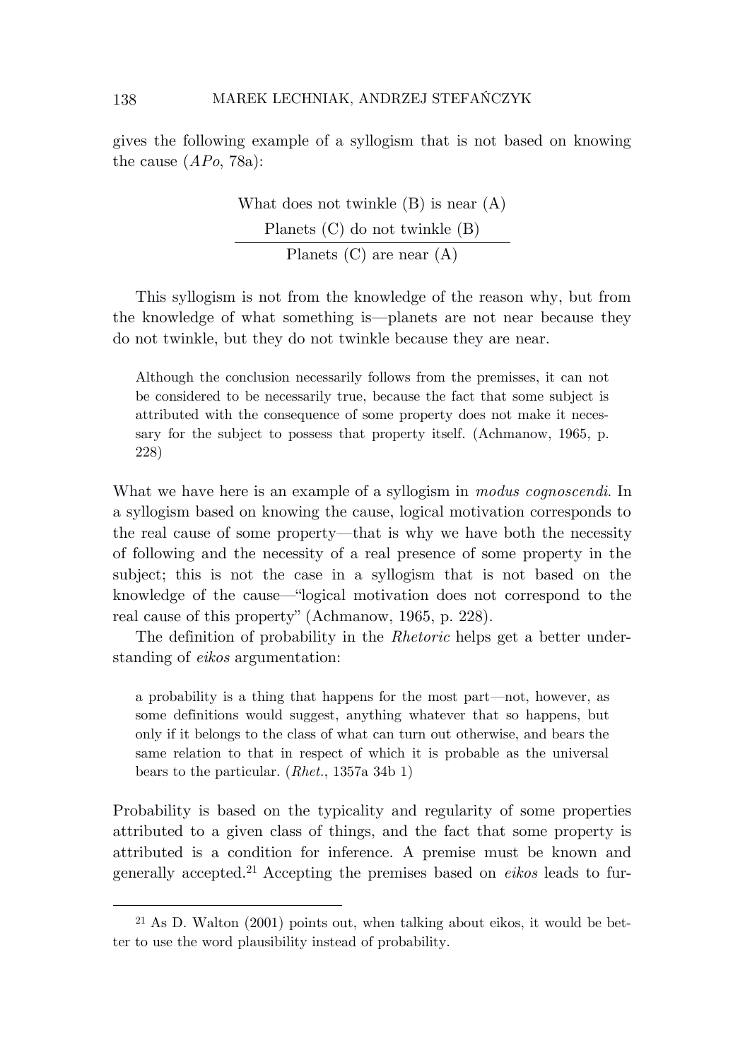gives the following example of a syllogism that is not based on knowing the cause (*APo*, 78a):

$$\frac{\begin{array}{c}\text{What does not twinkle (B) is near (A)}\\ \text{Planets (C) do not twinkle (B)}\end{array}}{\text{Planets (C) are near (A)}}$$

This syllogism is not from the knowledge of the reason why, but from the knowledge of what something is—planets are not near because they do not twinkle, but they do not twinkle because they are near.

> Although the conclusion necessarily follows from the premisses, it can not be considered to be necessarily true, because the fact that some subject is attributed with the consequence of some property does not make it necessary for the subject to possess that property itself. (Achmanow, 1965, p. 228)

What we have here is an example of a syllogism in *modus cognoscendi*. In a syllogism based on knowing the cause, logical motivation corresponds to the real cause of some property—that is why we have both the necessity of following and the necessity of a real presence of some property in the subject; this is not the case in a syllogism that is not based on the knowledge of the cause—"logical motivation does not correspond to the real cause of this property" (Achmanow, 1965, p. 228).

The definition of probability in the *Rhetoric* helps get a better understanding of *eikos* argumentation:

> a probability is a thing that happens for the most part—not, however, as some definitions would suggest, anything whatever that so happens, but only if it belongs to the class of what can turn out otherwise, and bears the same relation to that in respect of which it is probable as the universal bears to the particular. (*Rhet.*, 1357a 34b 1)

Probability is based on the typicality and regularity of some properties attributed to a given class of things, and the fact that some property is attributed is a condition for inference. A premise must be known and generally accepted.[21] Accepting the premises based on *eikos* leads to fur-

[21] As D. Walton (2001) points out, when talking about eikos, it would be better to use the word plausibility instead of probability.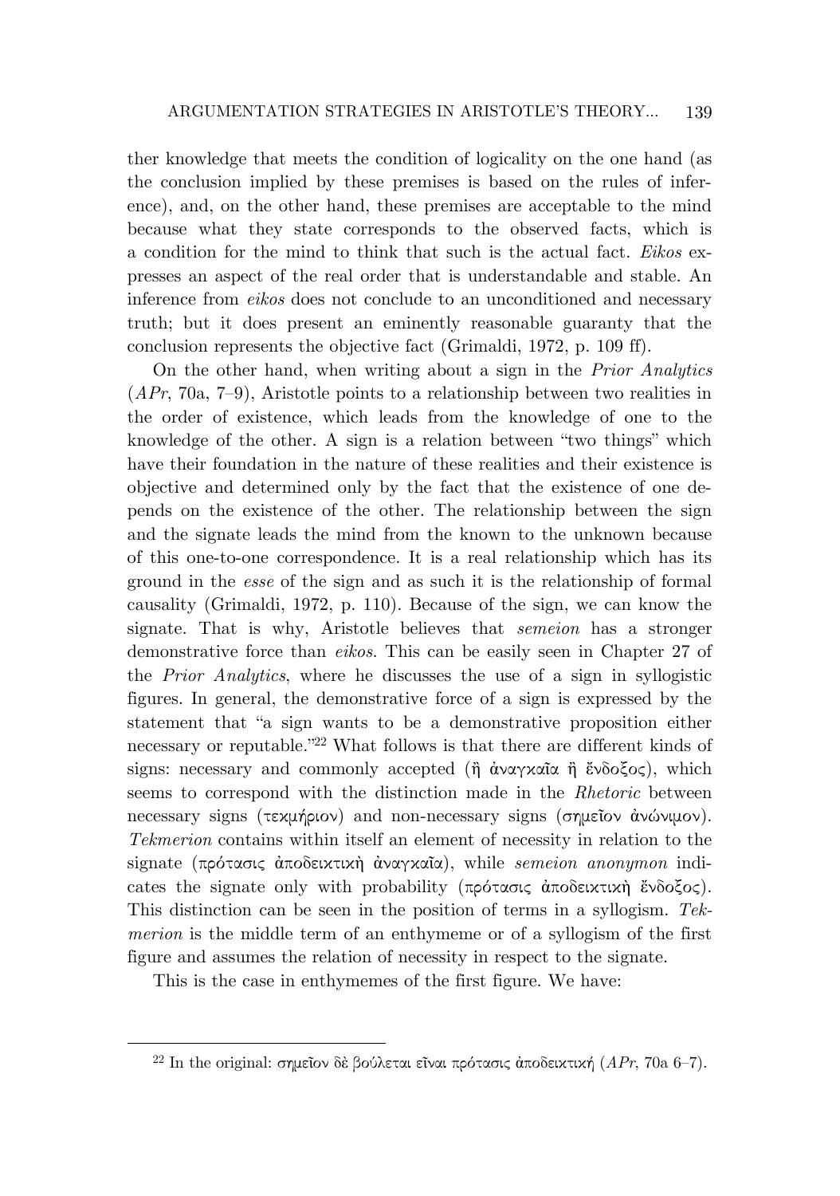ther knowledge that meets the condition of logicality on the one hand (as the conclusion implied by these premises is based on the rules of inference), and, on the other hand, these premises are acceptable to the mind because what they state corresponds to the observed facts, which is a condition for the mind to think that such is the actual fact. *Eikos* expresses an aspect of the real order that is understandable and stable. An inference from *eikos* does not conclude to an unconditioned and necessary truth; but it does present an eminently reasonable guaranty that the conclusion represents the objective fact (Grimaldi, 1972, p. 109 ff).

On the other hand, when writing about a sign in the *Prior Analytics* (*APr*, 70a, 7–9), Aristotle points to a relationship between two realities in the order of existence, which leads from the knowledge of one to the knowledge of the other. A sign is a relation between "two things" which have their foundation in the nature of these realities and their existence is objective and determined only by the fact that the existence of one depends on the existence of the other. The relationship between the sign and the signate leads the mind from the known to the unknown because of this one-to-one correspondence. It is a real relationship which has its ground in the *esse* of the sign and as such it is the relationship of formal causality (Grimaldi, 1972, p. 110). Because of the sign, we can know the signate. That is why, Aristotle believes that *semeion* has a stronger demonstrative force than *eikos*. This can be easily seen in Chapter 27 of the *Prior Analytics*, where he discusses the use of a sign in syllogistic figures. In general, the demonstrative force of a sign is expressed by the statement that "a sign wants to be a demonstrative proposition either necessary or reputable."[22] What follows is that there are different kinds of signs: necessary and commonly accepted (ἢ ἀναγκαῖα ἢ ἔνδοξος), which seems to correspond with the distinction made in the *Rhetoric* between necessary signs (τεκμήριον) and non-necessary signs (σημεῖον ἀνώνιμον). *Tekmerion* contains within itself an element of necessity in relation to the signate (πρότασις ἀποδεικτικὴ ἀναγκαῖα), while *semeion anonymon* indicates the signate only with probability (πρότασις ἀποδεικτικὴ ἔνδοξος). This distinction can be seen in the position of terms in a syllogism. *Tekmerion* is the middle term of an enthymeme or of a syllogism of the first figure and assumes the relation of necessity in respect to the signate.

This is the case in enthymemes of the first figure. We have:

[22] In the original: σημεῖον δὲ βούλεται εἶναι πρότασις ἀποδεικτική (*APr*, 70a 6–7).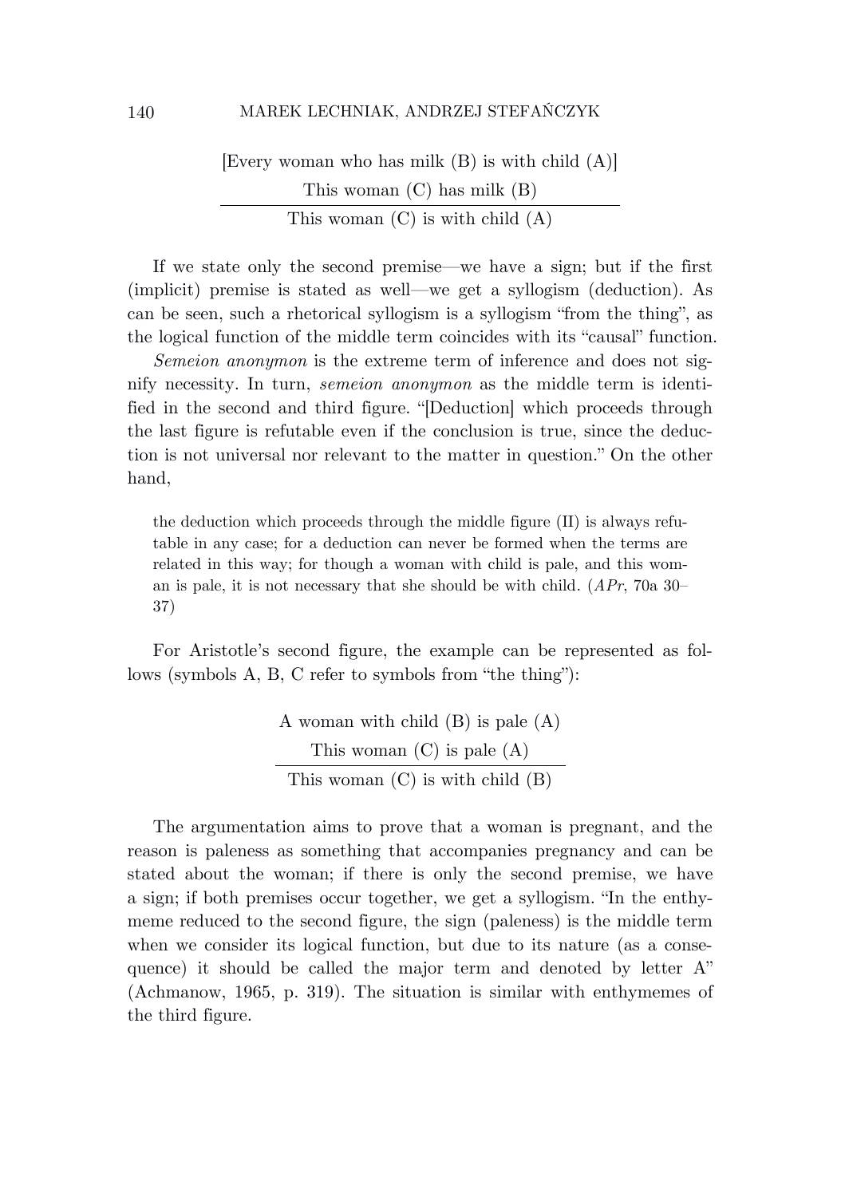[Every woman who has milk (B) is with child (A)]
This woman (C) has milk (B)
―――――――――――――――――――――――――――
This woman (C) is with child (A)

If we state only the second premise—we have a sign; but if the first (implicit) premise is stated as well—we get a syllogism (deduction). As can be seen, such a rhetorical syllogism is a syllogism "from the thing", as the logical function of the middle term coincides with its "causal" function.

*Semeion anonymon* is the extreme term of inference and does not signify necessity. In turn, *semeion anonymon* as the middle term is identified in the second and third figure. "[Deduction] which proceeds through the last figure is refutable even if the conclusion is true, since the deduction is not universal nor relevant to the matter in question." On the other hand,

> the deduction which proceeds through the middle figure (II) is always refutable in any case; for a deduction can never be formed when the terms are related in this way; for though a woman with child is pale, and this woman is pale, it is not necessary that she should be with child. (*APr*, 70a 30–37)

For Aristotle's second figure, the example can be represented as follows (symbols A, B, C refer to symbols from "the thing"):

A woman with child (B) is pale (A)
This woman (C) is pale (A)
―――――――――――――――――――――――――――
This woman (C) is with child (B)

The argumentation aims to prove that a woman is pregnant, and the reason is paleness as something that accompanies pregnancy and can be stated about the woman; if there is only the second premise, we have a sign; if both premises occur together, we get a syllogism. "In the enthymeme reduced to the second figure, the sign (paleness) is the middle term when we consider its logical function, but due to its nature (as a consequence) it should be called the major term and denoted by letter A" (Achmanow, 1965, p. 319). The situation is similar with enthymemes of the third figure.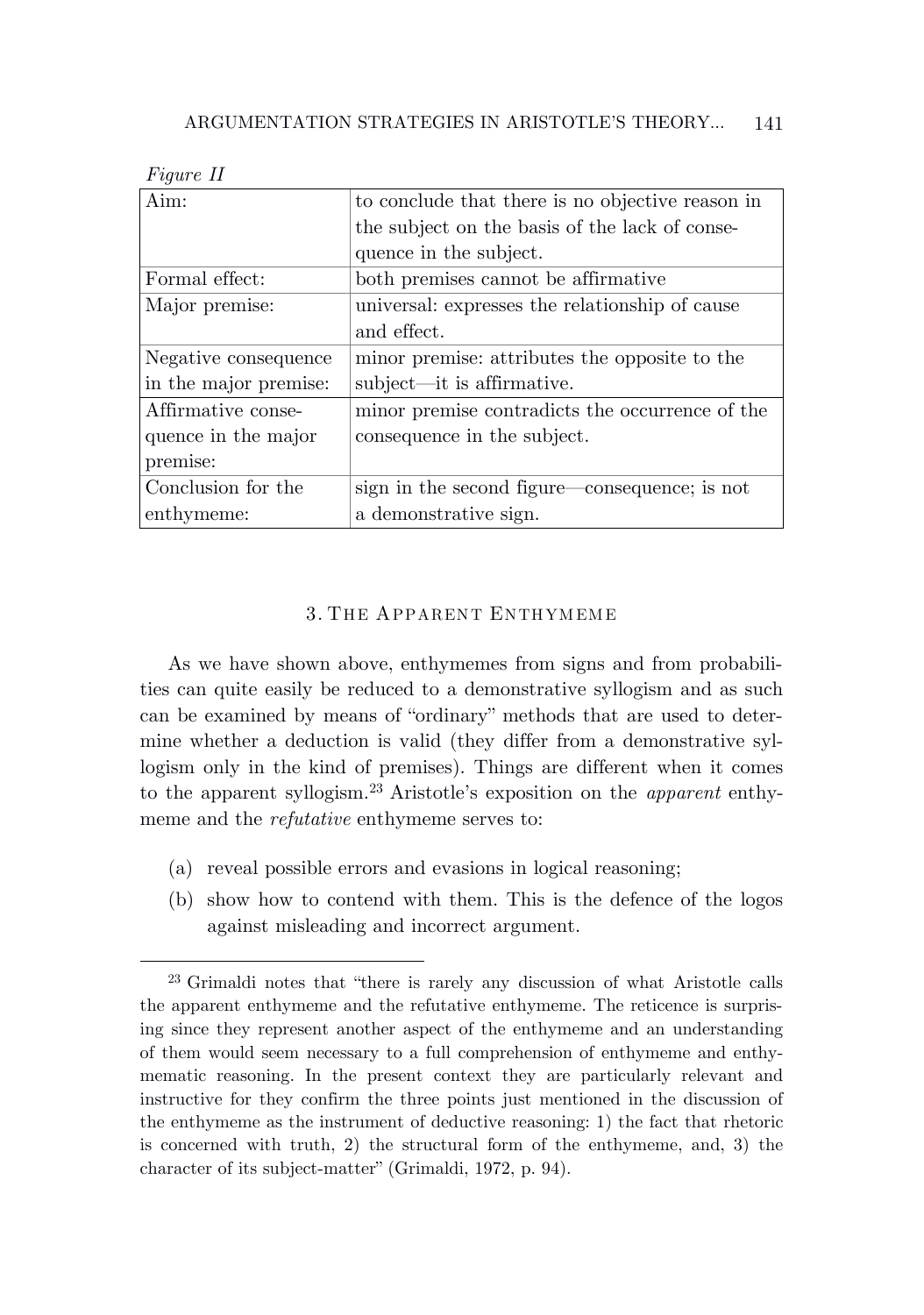*Figure II*

| Aim: | to conclude that there is no objective reason in the subject on the basis of the lack of consequence in the subject. |
|---|---|
| Formal effect: | both premises cannot be affirmative |
| Major premise: | universal: expresses the relationship of cause and effect. |
| Negative consequence in the major premise: | minor premise: attributes the opposite to the subject—it is affirmative. |
| Affirmative consequence in the major premise: | minor premise contradicts the occurrence of the consequence in the subject. |
| Conclusion for the enthymeme: | sign in the second figure—consequence; is not a demonstrative sign. |

## 3. The Apparent Enthymeme

As we have shown above, enthymemes from signs and from probabilities can quite easily be reduced to a demonstrative syllogism and as such can be examined by means of "ordinary" methods that are used to determine whether a deduction is valid (they differ from a demonstrative syllogism only in the kind of premises). Things are different when it comes to the apparent syllogism.[23] Aristotle's exposition on the *apparent* enthymeme and the *refutative* enthymeme serves to:

(a) reveal possible errors and evasions in logical reasoning;

(b) show how to contend with them. This is the defence of the logos against misleading and incorrect argument.

[23] Grimaldi notes that "there is rarely any discussion of what Aristotle calls the apparent enthymeme and the refutative enthymeme. The reticence is surprising since they represent another aspect of the enthymeme and an understanding of them would seem necessary to a full comprehension of enthymeme and enthymematic reasoning. In the present context they are particularly relevant and instructive for they confirm the three points just mentioned in the discussion of the enthymeme as the instrument of deductive reasoning: 1) the fact that rhetoric is concerned with truth, 2) the structural form of the enthymeme, and, 3) the character of its subject-matter" (Grimaldi, 1972, p. 94).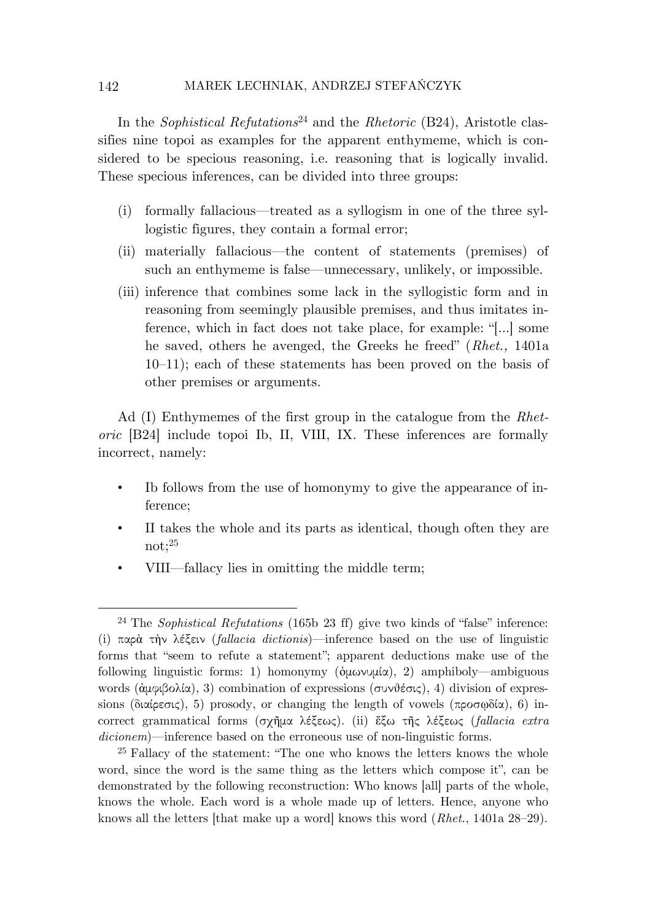In the *Sophistical Refutations*[24] and the *Rhetoric* (B24), Aristotle classifies nine topoi as examples for the apparent enthymeme, which is considered to be specious reasoning, i.e. reasoning that is logically invalid. These specious inferences, can be divided into three groups:

(i) formally fallacious—treated as a syllogism in one of the three syllogistic figures, they contain a formal error;

(ii) materially fallacious—the content of statements (premises) of such an enthymeme is false—unnecessary, unlikely, or impossible.

(iii) inference that combines some lack in the syllogistic form and in reasoning from seemingly plausible premises, and thus imitates inference, which in fact does not take place, for example: "[...] some he saved, others he avenged, the Greeks he freed" (*Rhet.,* 1401a 10–11); each of these statements has been proved on the basis of other premises or arguments.

Ad (I) Enthymemes of the first group in the catalogue from the *Rhetoric* [B24] include topoi Ib, II, VIII, IX. These inferences are formally incorrect, namely:

- Ib follows from the use of homonymy to give the appearance of inference;
- II takes the whole and its parts as identical, though often they are not;[25]
- VIII—fallacy lies in omitting the middle term;

---

[24] The *Sophistical Refutations* (165b 23 ff) give two kinds of "false" inference: (i) παρὰ τὴν λέξειν (*fallacia dictionis*)—inference based on the use of linguistic forms that "seem to refute a statement"; apparent deductions make use of the following linguistic forms: 1) homonymy (ὁμωνυμία), 2) amphiboly—ambiguous words (ἀμφιβολία), 3) combination of expressions (συνθέσις), 4) division of expressions (διαίρεσις), 5) prosody, or changing the length of vowels (προσῳδία), 6) incorrect grammatical forms (σχῆμα λέξεως). (ii) ἔξω τῆς λέξεως (*fallacia extra dicionem*)—inference based on the erroneous use of non-linguistic forms.

[25] Fallacy of the statement: "The one who knows the letters knows the whole word, since the word is the same thing as the letters which compose it", can be demonstrated by the following reconstruction: Who knows [all] parts of the whole, knows the whole. Each word is a whole made up of letters. Hence, anyone who knows all the letters [that make up a word] knows this word (*Rhet.*, 1401a 28–29).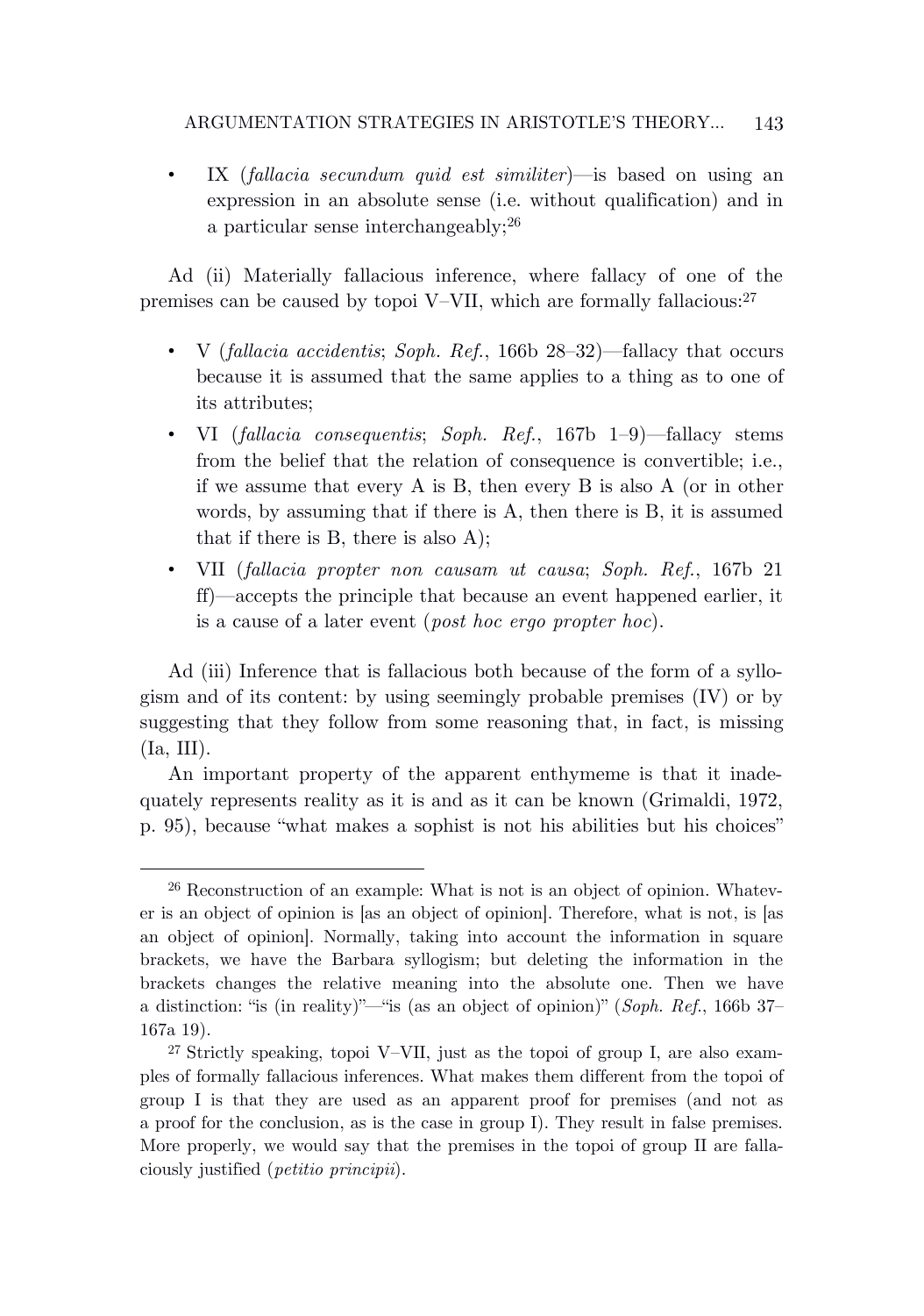- IX (*fallacia secundum quid est similiter*)—is based on using an expression in an absolute sense (i.e. without qualification) and in a particular sense interchangeably;[26]

Ad (ii) Materially fallacious inference, where fallacy of one of the premises can be caused by topoi V–VII, which are formally fallacious:[27]

- V (*fallacia accidentis*; *Soph. Ref.*, 166b 28–32)—fallacy that occurs because it is assumed that the same applies to a thing as to one of its attributes;
- VI (*fallacia consequentis*; *Soph. Ref.*, 167b 1–9)—fallacy stems from the belief that the relation of consequence is convertible; i.e., if we assume that every A is B, then every B is also A (or in other words, by assuming that if there is A, then there is B, it is assumed that if there is B, there is also A);
- VII (*fallacia propter non causam ut causa*; *Soph. Ref.*, 167b 21 ff)—accepts the principle that because an event happened earlier, it is a cause of a later event (*post hoc ergo propter hoc*).

Ad (iii) Inference that is fallacious both because of the form of a syllogism and of its content: by using seemingly probable premises (IV) or by suggesting that they follow from some reasoning that, in fact, is missing (Ia, III).

An important property of the apparent enthymeme is that it inadequately represents reality as it is and as it can be known (Grimaldi, 1972, p. 95), because "what makes a sophist is not his abilities but his choices"

---

[26] Reconstruction of an example: What is not is an object of opinion. Whatever is an object of opinion is [as an object of opinion]. Therefore, what is not, is [as an object of opinion]. Normally, taking into account the information in square brackets, we have the Barbara syllogism; but deleting the information in the brackets changes the relative meaning into the absolute one. Then we have a distinction: "is (in reality)"—"is (as an object of opinion)" (*Soph. Ref.*, 166b 37–167a 19).

[27] Strictly speaking, topoi V–VII, just as the topoi of group I, are also examples of formally fallacious inferences. What makes them different from the topoi of group I is that they are used as an apparent proof for premises (and not as a proof for the conclusion, as is the case in group I). They result in false premises. More properly, we would say that the premises in the topoi of group II are fallaciously justified (*petitio principii*).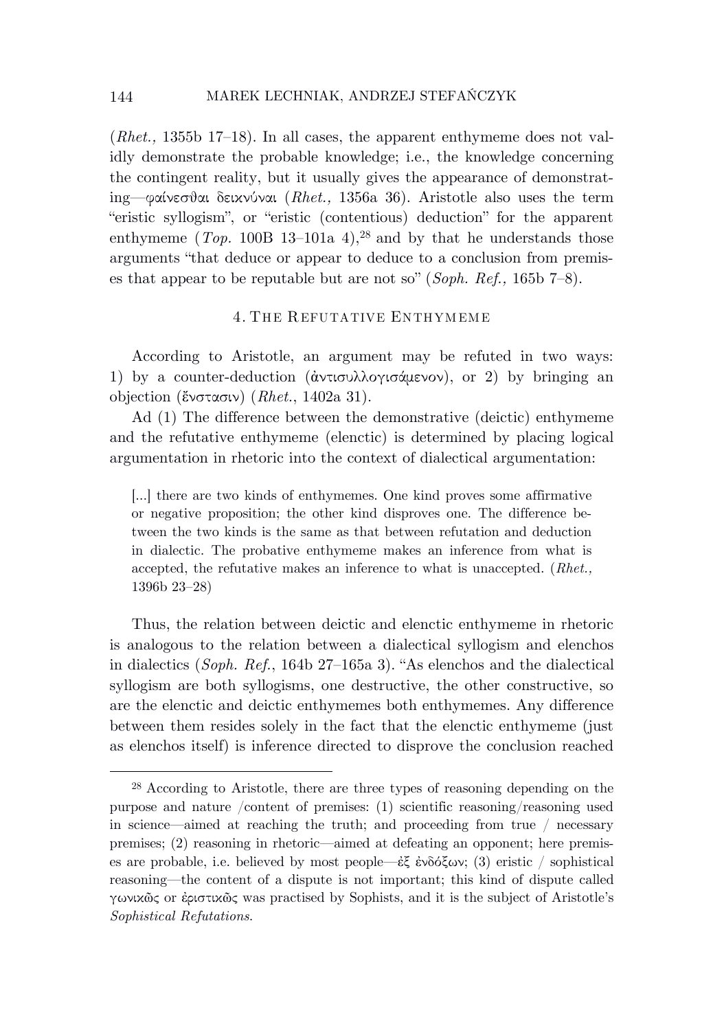(*Rhet.,* 1355b 17–18). In all cases, the apparent enthymeme does not validly demonstrate the probable knowledge; i.e., the knowledge concerning the contingent reality, but it usually gives the appearance of demonstrating—φαίνεσθαι δεικνύναι (*Rhet.,* 1356a 36). Aristotle also uses the term "eristic syllogism", or "eristic (contentious) deduction" for the apparent enthymeme (*Top.* 100B 13–101a 4),[28] and by that he understands those arguments "that deduce or appear to deduce to a conclusion from premises that appear to be reputable but are not so" (*Soph. Ref.,* 165b 7–8).

## 4. The Refutative Enthymeme

According to Aristotle, an argument may be refuted in two ways: 1) by a counter-deduction (ἀντισυλλογισάμενον), or 2) by bringing an objection (ἔνστασιν) (*Rhet.*, 1402a 31).

Ad (1) The difference between the demonstrative (deictic) enthymeme and the refutative enthymeme (elenctic) is determined by placing logical argumentation in rhetoric into the context of dialectical argumentation:

> [...] there are two kinds of enthymemes. One kind proves some affirmative or negative proposition; the other kind disproves one. The difference between the two kinds is the same as that between refutation and deduction in dialectic. The probative enthymeme makes an inference from what is accepted, the refutative makes an inference to what is unaccepted. (*Rhet.,* 1396b 23–28)

Thus, the relation between deictic and elenctic enthymeme in rhetoric is analogous to the relation between a dialectical syllogism and elenchos in dialectics (*Soph. Ref.*, 164b 27–165a 3). "As elenchos and the dialectical syllogism are both syllogisms, one destructive, the other constructive, so are the elenctic and deictic enthymemes both enthymemes. Any difference between them resides solely in the fact that the elenctic enthymeme (just as elenchos itself) is inference directed to disprove the conclusion reached

---

[28] According to Aristotle, there are three types of reasoning depending on the purpose and nature /content of premises: (1) scientific reasoning/reasoning used in science—aimed at reaching the truth; and proceeding from true / necessary premises; (2) reasoning in rhetoric—aimed at defeating an opponent; here premises are probable, i.e. believed by most people—ἐξ ἐνδόξων; (3) eristic / sophistical reasoning—the content of a dispute is not important; this kind of dispute called γωνικῶς or ἐριστικῶς was practised by Sophists, and it is the subject of Aristotle's *Sophistical Refutations.*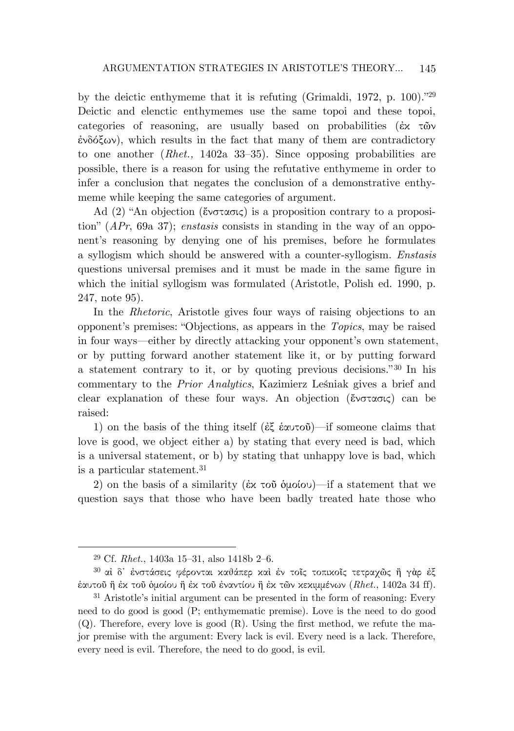by the deictic enthymeme that it is refuting (Grimaldi, 1972, p. 100)."[29] Deictic and elenctic enthymemes use the same topoi and these topoi, categories of reasoning, are usually based on probabilities (ἐκ τῶν ἐνδόξων), which results in the fact that many of them are contradictory to one another (*Rhet.,* 1402a 33–35). Since opposing probabilities are possible, there is a reason for using the refutative enthymeme in order to infer a conclusion that negates the conclusion of a demonstrative enthymeme while keeping the same categories of argument.

Ad (2) "An objection (ἔνστασις) is a proposition contrary to a proposition" (*APr*, 69a 37); *enstasis* consists in standing in the way of an opponent's reasoning by denying one of his premises, before he formulates a syllogism which should be answered with a counter-syllogism. *Enstasis* questions universal premises and it must be made in the same figure in which the initial syllogism was formulated (Aristotle, Polish ed. 1990, p. 247, note 95).

In the *Rhetoric*, Aristotle gives four ways of raising objections to an opponent's premises: "Objections, as appears in the *Topics*, may be raised in four ways—either by directly attacking your opponent's own statement, or by putting forward another statement like it, or by putting forward a statement contrary to it, or by quoting previous decisions."[30] In his commentary to the *Prior Analytics*, Kazimierz Leśniak gives a brief and clear explanation of these four ways. An objection (ἔνστασις) can be raised:

1) on the basis of the thing itself (ἐξ ἑαυτοῦ)—if someone claims that love is good, we object either a) by stating that every need is bad, which is a universal statement, or b) by stating that unhappy love is bad, which is a particular statement.[31]

2) on the basis of a similarity (ἐκ τοῦ ὁμοίου)—if a statement that we question says that those who have been badly treated hate those who

---

[29] Cf. *Rhet.*, 1403a 15–31, also 1418b 2–6.

[30] αἱ δ' ἐνστάσεις φέρονται καθάπερ καὶ ἐν τοῖς τοπικοῖς τετραχῶς ἢ γὰρ ἐξ ἑαυτοῦ ἢ ἐκ τοῦ ὁμοίου ἢ ἐκ τοῦ ἐναντίου ἢ ἐκ τῶν κεκριμένων (*Rhet.*, 1402a 34 ff).

[31] Aristotle's initial argument can be presented in the form of reasoning: Every need to do good is good (P; enthymematic premise). Love is the need to do good (Q). Therefore, every love is good (R). Using the first method, we refute the major premise with the argument: Every lack is evil. Every need is a lack. Therefore, every need is evil. Therefore, the need to do good, is evil.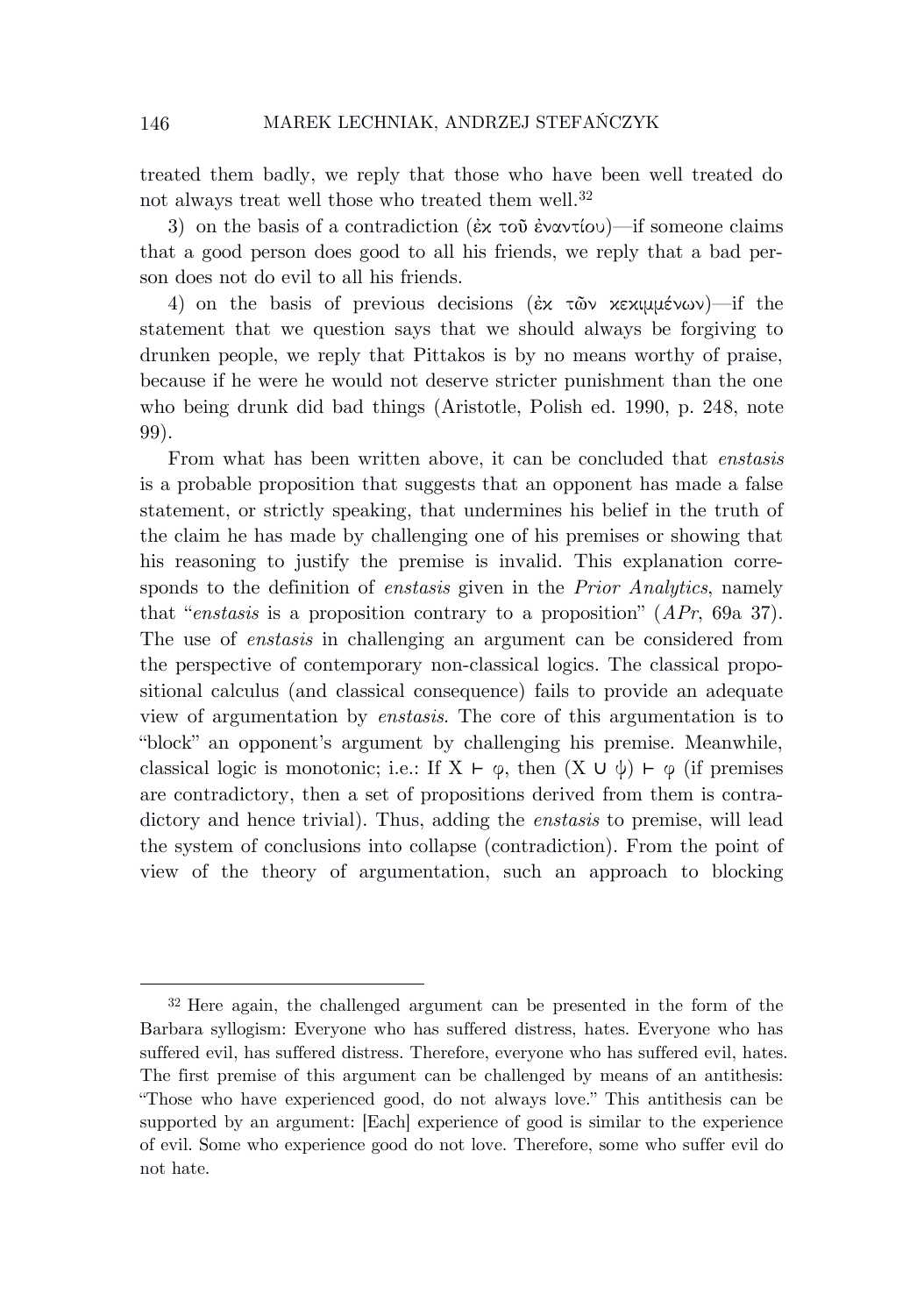treated them badly, we reply that those who have been well treated do not always treat well those who treated them well.[32]

3) on the basis of a contradiction (ἐκ τοῦ ἐναντίου)—if someone claims that a good person does good to all his friends, we reply that a bad person does not do evil to all his friends.

4) on the basis of previous decisions (ἐκ τῶν κεκιμμένων)—if the statement that we question says that we should always be forgiving to drunken people, we reply that Pittakos is by no means worthy of praise, because if he were he would not deserve stricter punishment than the one who being drunk did bad things (Aristotle, Polish ed. 1990, p. 248, note 99).

From what has been written above, it can be concluded that *enstasis* is a probable proposition that suggests that an opponent has made a false statement, or strictly speaking, that undermines his belief in the truth of the claim he has made by challenging one of his premises or showing that his reasoning to justify the premise is invalid. This explanation corresponds to the definition of *enstasis* given in the *Prior Analytics*, namely that "*enstasis* is a proposition contrary to a proposition" (*APr*, 69a 37). The use of *enstasis* in challenging an argument can be considered from the perspective of contemporary non-classical logics. The classical propositional calculus (and classical consequence) fails to provide an adequate view of argumentation by *enstasis*. The core of this argumentation is to "block" an opponent's argument by challenging his premise. Meanwhile, classical logic is monotonic; i.e.: If $X \vdash \varphi$, then $(X \cup \psi) \vdash \varphi$ (if premises are contradictory, then a set of propositions derived from them is contradictory and hence trivial). Thus, adding the *enstasis* to premise, will lead the system of conclusions into collapse (contradiction). From the point of view of the theory of argumentation, such an approach to blocking

---

[32] Here again, the challenged argument can be presented in the form of the Barbara syllogism: Everyone who has suffered distress, hates. Everyone who has suffered evil, has suffered distress. Therefore, everyone who has suffered evil, hates. The first premise of this argument can be challenged by means of an antithesis: "Those who have experienced good, do not always love." This antithesis can be supported by an argument: [Each] experience of good is similar to the experience of evil. Some who experience good do not love. Therefore, some who suffer evil do not hate.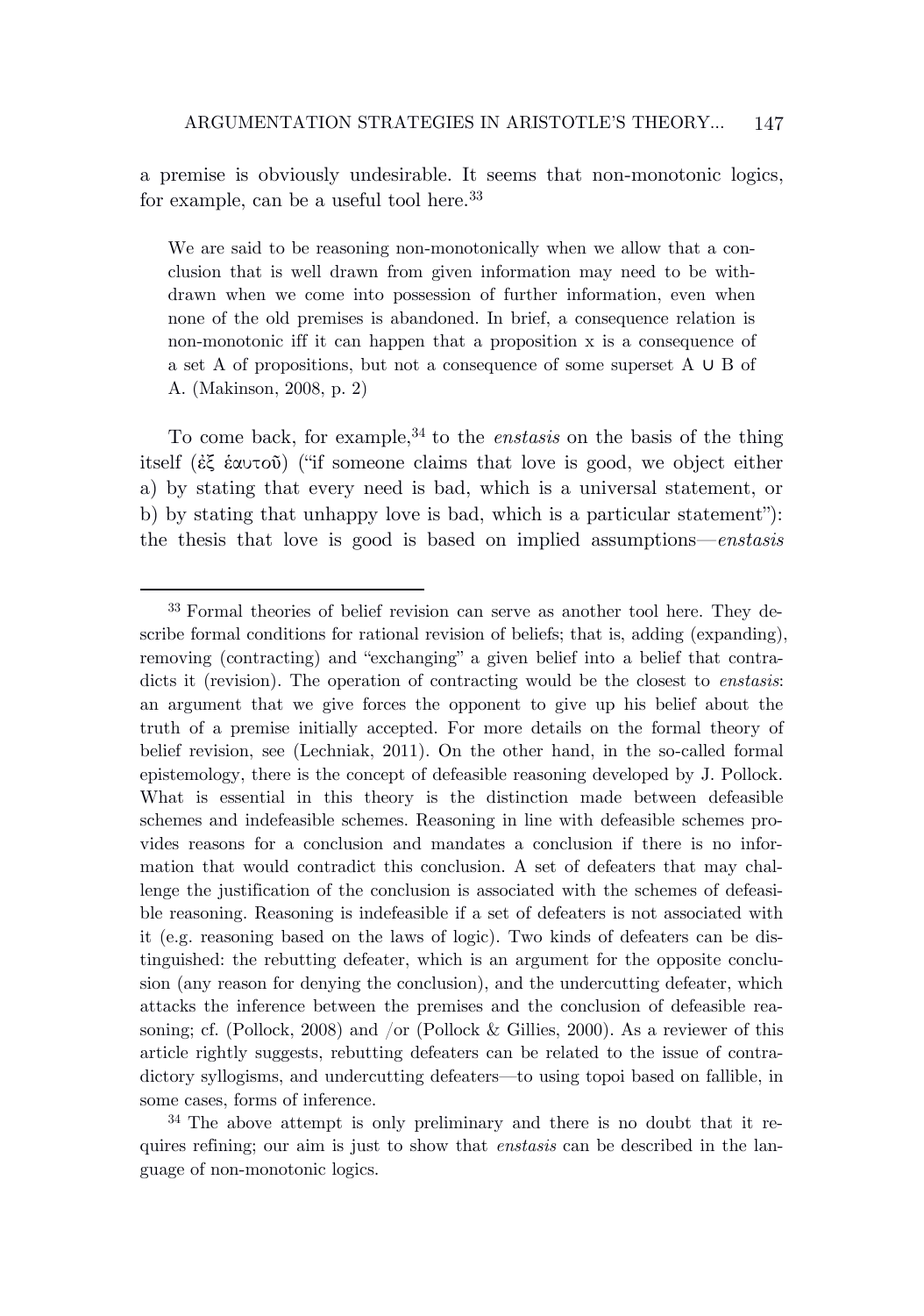a premise is obviously undesirable. It seems that non-monotonic logics, for example, can be a useful tool here.[33]

> We are said to be reasoning non-monotonically when we allow that a conclusion that is well drawn from given information may need to be withdrawn when we come into possession of further information, even when none of the old premises is abandoned. In brief, a consequence relation is non-monotonic iff it can happen that a proposition x is a consequence of a set A of propositions, but not a consequence of some superset A ∪ B of A. (Makinson, 2008, p. 2)

To come back, for example,[34] to the *enstasis* on the basis of the thing itself (ἐξ ἑαυτοῦ) ("if someone claims that love is good, we object either a) by stating that every need is bad, which is a universal statement, or b) by stating that unhappy love is bad, which is a particular statement"): the thesis that love is good is based on implied assumptions—*enstasis*

---

[33] Formal theories of belief revision can serve as another tool here. They describe formal conditions for rational revision of beliefs; that is, adding (expanding), removing (contracting) and "exchanging" a given belief into a belief that contradicts it (revision). The operation of contracting would be the closest to *enstasis*: an argument that we give forces the opponent to give up his belief about the truth of a premise initially accepted. For more details on the formal theory of belief revision, see (Lechniak, 2011). On the other hand, in the so-called formal epistemology, there is the concept of defeasible reasoning developed by J. Pollock. What is essential in this theory is the distinction made between defeasible schemes and indefeasible schemes. Reasoning in line with defeasible schemes provides reasons for a conclusion and mandates a conclusion if there is no information that would contradict this conclusion. A set of defeaters that may challenge the justification of the conclusion is associated with the schemes of defeasible reasoning. Reasoning is indefeasible if a set of defeaters is not associated with it (e.g. reasoning based on the laws of logic). Two kinds of defeaters can be distinguished: the rebutting defeater, which is an argument for the opposite conclusion (any reason for denying the conclusion), and the undercutting defeater, which attacks the inference between the premises and the conclusion of defeasible reasoning; cf. (Pollock, 2008) and /or (Pollock & Gillies, 2000). As a reviewer of this article rightly suggests, rebutting defeaters can be related to the issue of contradictory syllogisms, and undercutting defeaters—to using topoi based on fallible, in some cases, forms of inference.

[34] The above attempt is only preliminary and there is no doubt that it requires refining; our aim is just to show that *enstasis* can be described in the language of non-monotonic logics.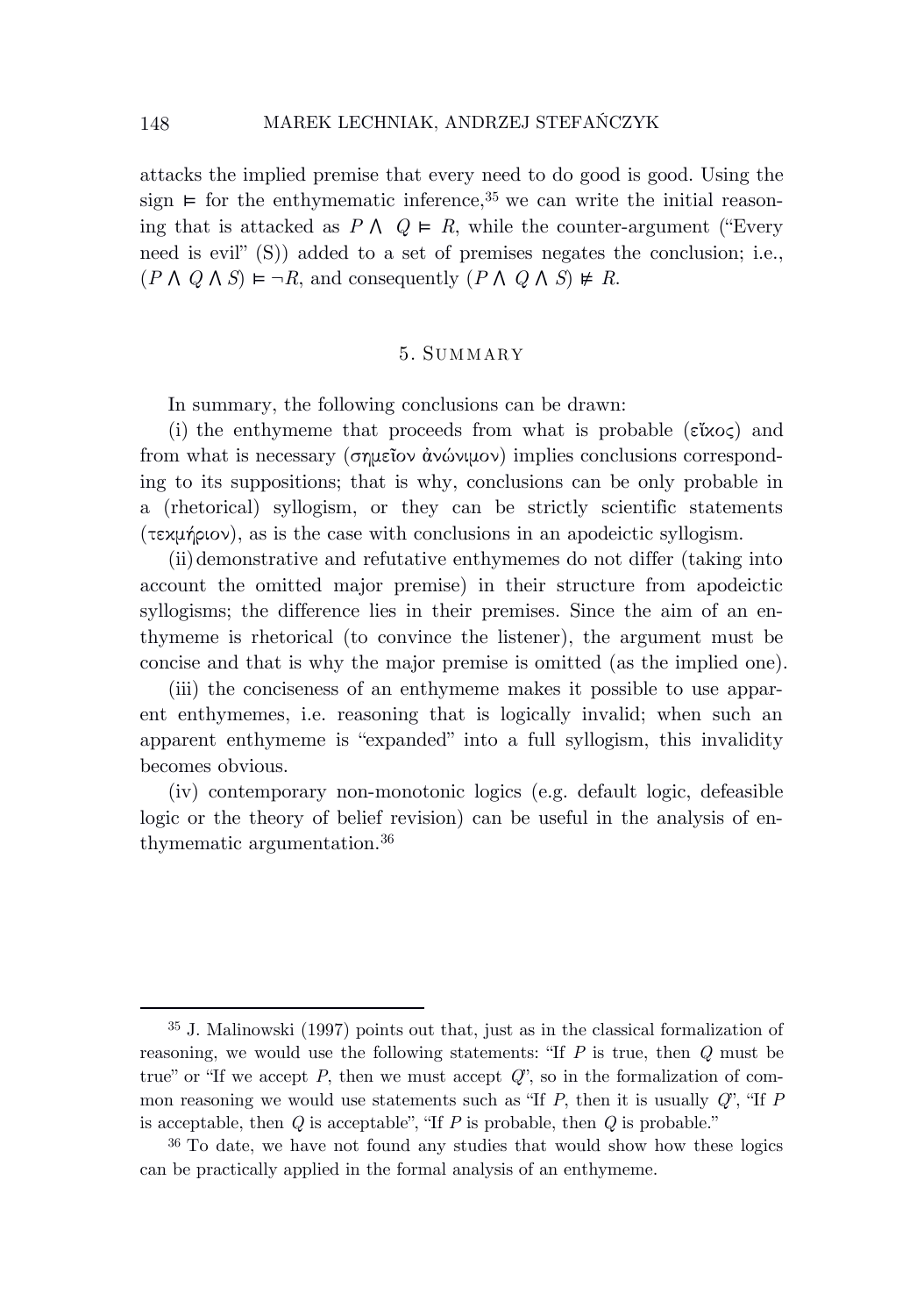attacks the implied premise that every need to do good is good. Using the sign $\vDash$ for the enthymematic inference,[35] we can write the initial reasoning that is attacked as $P \wedge Q \vDash R$, while the counter-argument ("Every need is evil" (S)) added to a set of premises negates the conclusion; i.e., $(P \wedge Q \wedge S) \vDash \neg R$, and consequently $(P \wedge Q \wedge S) \nvDash R$.

## 5. Summary

In summary, the following conclusions can be drawn:

(i) the enthymeme that proceeds from what is probable (εἴκος) and from what is necessary (σημεῖον ἀνώνιμον) implies conclusions corresponding to its suppositions; that is why, conclusions can be only probable in a (rhetorical) syllogism, or they can be strictly scientific statements (τεκμήριον), as is the case with conclusions in an apodeictic syllogism.

(ii) demonstrative and refutative enthymemes do not differ (taking into account the omitted major premise) in their structure from apodeictic syllogisms; the difference lies in their premises. Since the aim of an enthymeme is rhetorical (to convince the listener), the argument must be concise and that is why the major premise is omitted (as the implied one).

(iii) the conciseness of an enthymeme makes it possible to use apparent enthymemes, i.e. reasoning that is logically invalid; when such an apparent enthymeme is "expanded" into a full syllogism, this invalidity becomes obvious.

(iv) contemporary non-monotonic logics (e.g. default logic, defeasible logic or the theory of belief revision) can be useful in the analysis of enthymematic argumentation.[36]

---

[35] J. Malinowski (1997) points out that, just as in the classical formalization of reasoning, we would use the following statements: "If $P$ is true, then $Q$ must be true" or "If we accept $P$, then we must accept $Q$", so in the formalization of common reasoning we would use statements such as "If $P$, then it is usually $Q$", "If $P$ is acceptable, then $Q$ is acceptable", "If $P$ is probable, then $Q$ is probable."

[36] To date, we have not found any studies that would show how these logics can be practically applied in the formal analysis of an enthymeme.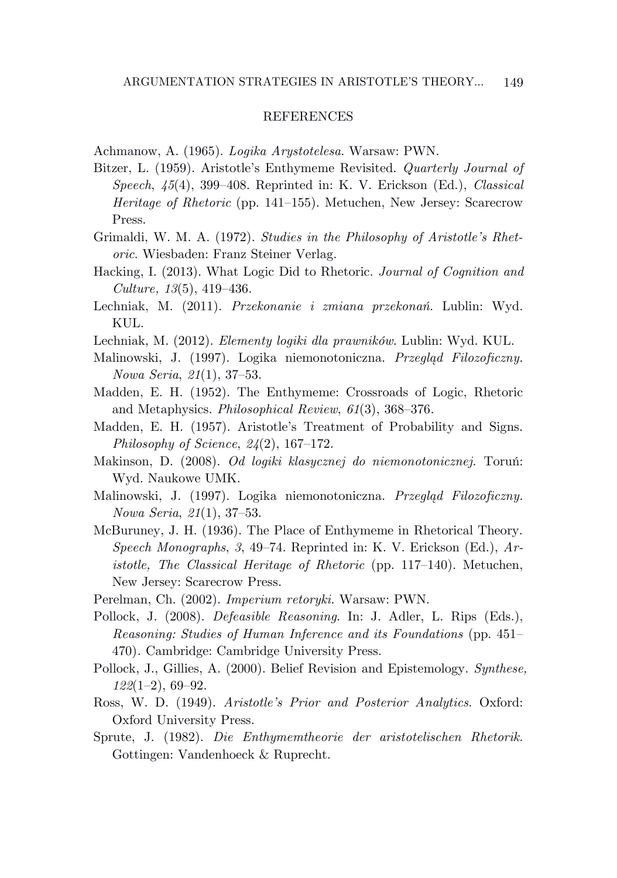## REFERENCES

Achmanow, A. (1965). *Logika Arystotelesa*. Warsaw: PWN.

Bitzer, L. (1959). Aristotle's Enthymeme Revisited. *Quarterly Journal of Speech*, *45*(4), 399–408. Reprinted in: K. V. Erickson (Ed.), *Classical Heritage of Rhetoric* (pp. 141–155). Metuchen, New Jersey: Scarecrow Press.

Grimaldi, W. M. A. (1972). *Studies in the Philosophy of Aristotle's Rhetoric*. Wiesbaden: Franz Steiner Verlag.

Hacking, I. (2013). What Logic Did to Rhetoric. *Journal of Cognition and Culture, 13*(5), 419–436.

Lechniak, M. (2011). *Przekonanie i zmiana przekonań*. Lublin: Wyd. KUL.

Lechniak, M. (2012). *Elementy logiki dla prawników*. Lublin: Wyd. KUL.

Malinowski, J. (1997). Logika niemonotoniczna. *Przegląd Filozoficzny. Nowa Seria*, *21*(1), 37–53.

Madden, E. H. (1952). The Enthymeme: Crossroads of Logic, Rhetoric and Metaphysics. *Philosophical Review*, *61*(3), 368–376.

Madden, E. H. (1957). Aristotle's Treatment of Probability and Signs. *Philosophy of Science*, *24*(2), 167–172.

Makinson, D. (2008). *Od logiki klasycznej do niemonotonicznej*. Toruń: Wyd. Naukowe UMK.

Malinowski, J. (1997). Logika niemonotoniczna. *Przegląd Filozoficzny. Nowa Seria*, *21*(1), 37–53.

McBuruney, J. H. (1936). The Place of Enthymeme in Rhetorical Theory. *Speech Monographs*, *3*, 49–74. Reprinted in: K. V. Erickson (Ed.), *Aristotle, The Classical Heritage of Rhetoric* (pp. 117–140). Metuchen, New Jersey: Scarecrow Press.

Perelman, Ch. (2002). *Imperium retoryki*. Warsaw: PWN.

Pollock, J. (2008). *Defeasible Reasoning*. In: J. Adler, L. Rips (Eds.), *Reasoning: Studies of Human Inference and its Foundations* (pp. 451–470). Cambridge: Cambridge University Press.

Pollock, J., Gillies, A. (2000). Belief Revision and Epistemology. *Synthese, 122*(1–2), 69–92.

Ross, W. D. (1949). *Aristotle's Prior and Posterior Analytics*. Oxford: Oxford University Press.

Sprute, J. (1982). *Die Enthymemtheorie der aristotelischen Rhetorik*. Gottingen: Vandenhoeck & Ruprecht.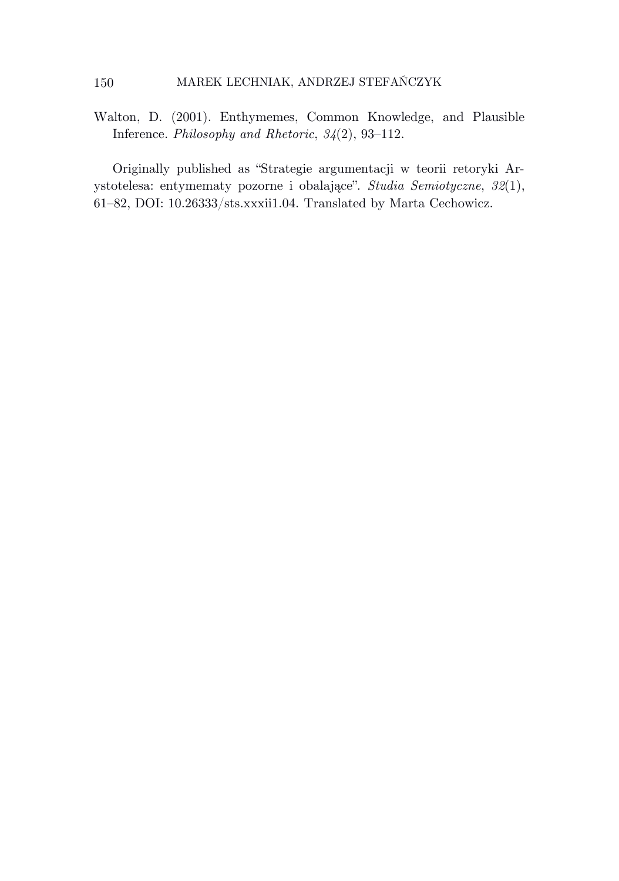Walton, D. (2001). Enthymemes, Common Knowledge, and Plausible Inference. *Philosophy and Rhetoric*, *34*(2), 93–112.

Originally published as "Strategie argumentacji w teorii retoryki Arystotelesa: entymematy pozorne i obalające". *Studia Semiotyczne*, *32*(1), 61–82, DOI: 10.26333/sts.xxxii1.04. Translated by Marta Cechowicz.